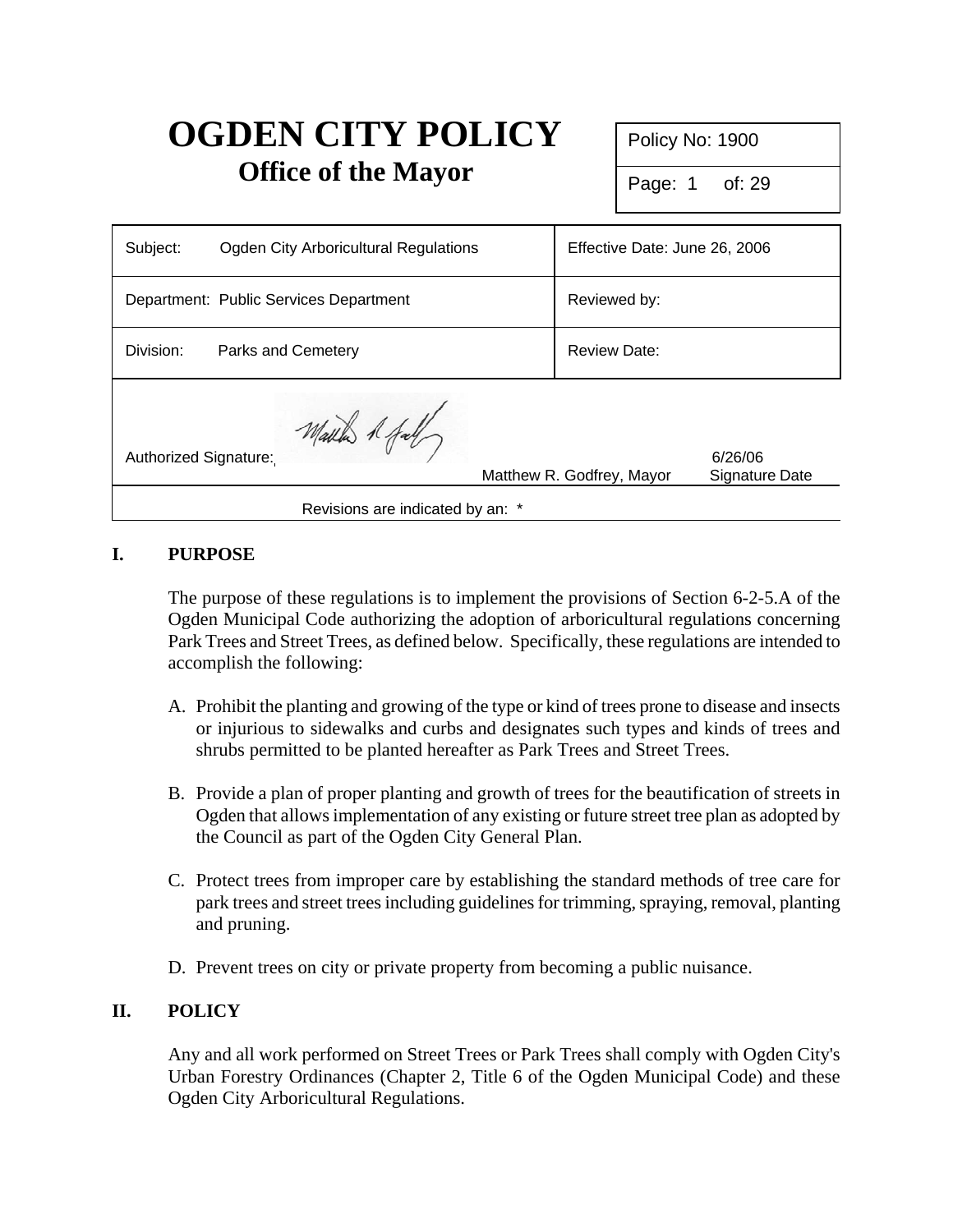# OGDEN CITY POLICY
## Office of the Mayor

| Policy No: 1900 |
|---|
| Page: 1 of: 29 |

| Subject: Ogden City Arboricultural Regulations | Effective Date: June 26, 2006 |
|---|---|
| Department: Public Services Department | Reviewed by: |
| Division: Parks and Cemetery | Review Date: |

Authorized Signature: Matthew R. Godfrey, Mayor — 6/26/06 Signature Date

Revisions are indicated by an: *

## I. PURPOSE

The purpose of these regulations is to implement the provisions of Section 6-2-5.A of the Ogden Municipal Code authorizing the adoption of arboricultural regulations concerning Park Trees and Street Trees, as defined below. Specifically, these regulations are intended to accomplish the following:

A. Prohibit the planting and growing of the type or kind of trees prone to disease and insects or injurious to sidewalks and curbs and designates such types and kinds of trees and shrubs permitted to be planted hereafter as Park Trees and Street Trees.

B. Provide a plan of proper planting and growth of trees for the beautification of streets in Ogden that allows implementation of any existing or future street tree plan as adopted by the Council as part of the Ogden City General Plan.

C. Protect trees from improper care by establishing the standard methods of tree care for park trees and street trees including guidelines for trimming, spraying, removal, planting and pruning.

D. Prevent trees on city or private property from becoming a public nuisance.

## II. POLICY

Any and all work performed on Street Trees or Park Trees shall comply with Ogden City's Urban Forestry Ordinances (Chapter 2, Title 6 of the Ogden Municipal Code) and these Ogden City Arboricultural Regulations.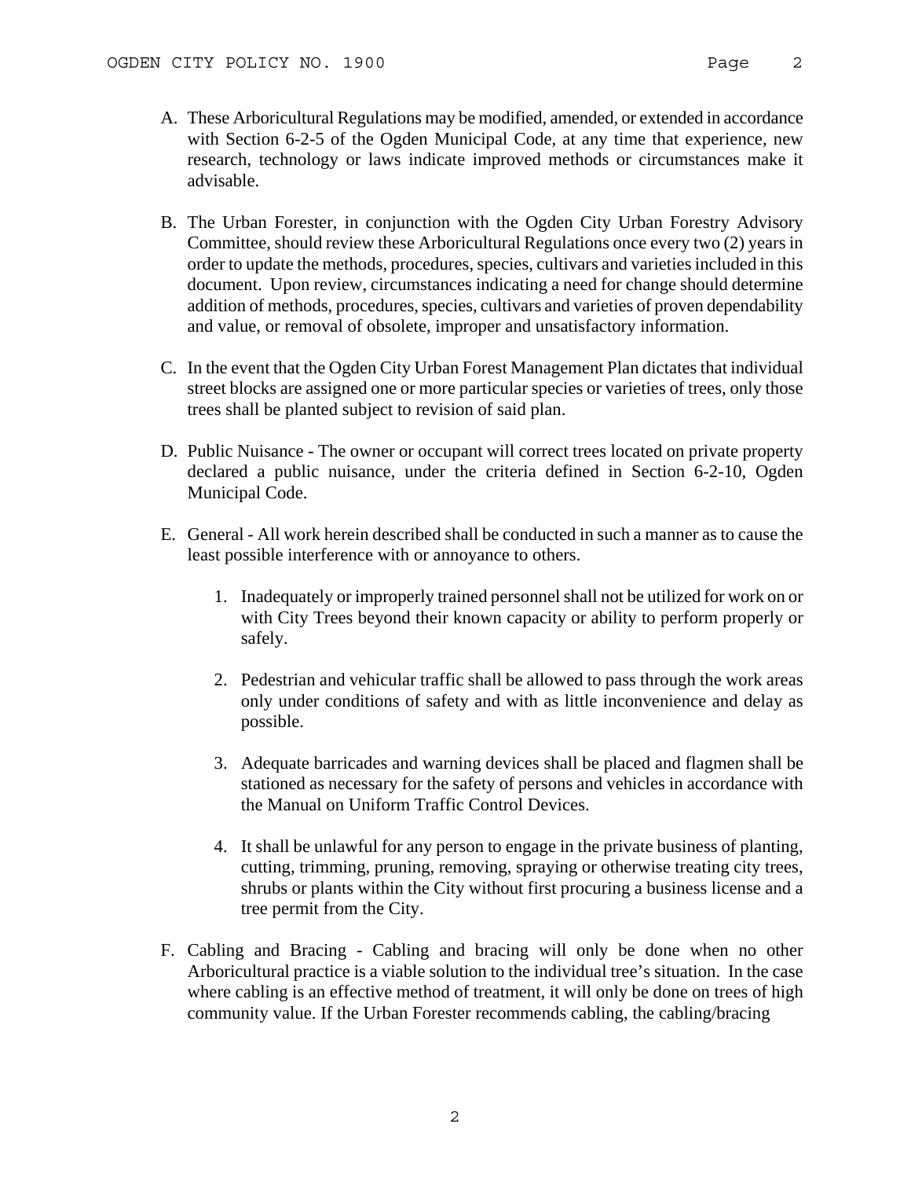A. These Arboricultural Regulations may be modified, amended, or extended in accordance with Section 6-2-5 of the Ogden Municipal Code, at any time that experience, new research, technology or laws indicate improved methods or circumstances make it advisable.

B. The Urban Forester, in conjunction with the Ogden City Urban Forestry Advisory Committee, should review these Arboricultural Regulations once every two (2) years in order to update the methods, procedures, species, cultivars and varieties included in this document. Upon review, circumstances indicating a need for change should determine addition of methods, procedures, species, cultivars and varieties of proven dependability and value, or removal of obsolete, improper and unsatisfactory information.

C. In the event that the Ogden City Urban Forest Management Plan dictates that individual street blocks are assigned one or more particular species or varieties of trees, only those trees shall be planted subject to revision of said plan.

D. Public Nuisance - The owner or occupant will correct trees located on private property declared a public nuisance, under the criteria defined in Section 6-2-10, Ogden Municipal Code.

E. General - All work herein described shall be conducted in such a manner as to cause the least possible interference with or annoyance to others.

   1. Inadequately or improperly trained personnel shall not be utilized for work on or with City Trees beyond their known capacity or ability to perform properly or safely.

   2. Pedestrian and vehicular traffic shall be allowed to pass through the work areas only under conditions of safety and with as little inconvenience and delay as possible.

   3. Adequate barricades and warning devices shall be placed and flagmen shall be stationed as necessary for the safety of persons and vehicles in accordance with the Manual on Uniform Traffic Control Devices.

   4. It shall be unlawful for any person to engage in the private business of planting, cutting, trimming, pruning, removing, spraying or otherwise treating city trees, shrubs or plants within the City without first procuring a business license and a tree permit from the City.

F. Cabling and Bracing - Cabling and bracing will only be done when no other Arboricultural practice is a viable solution to the individual tree's situation. In the case where cabling is an effective method of treatment, it will only be done on trees of high community value. If the Urban Forester recommends cabling, the cabling/bracing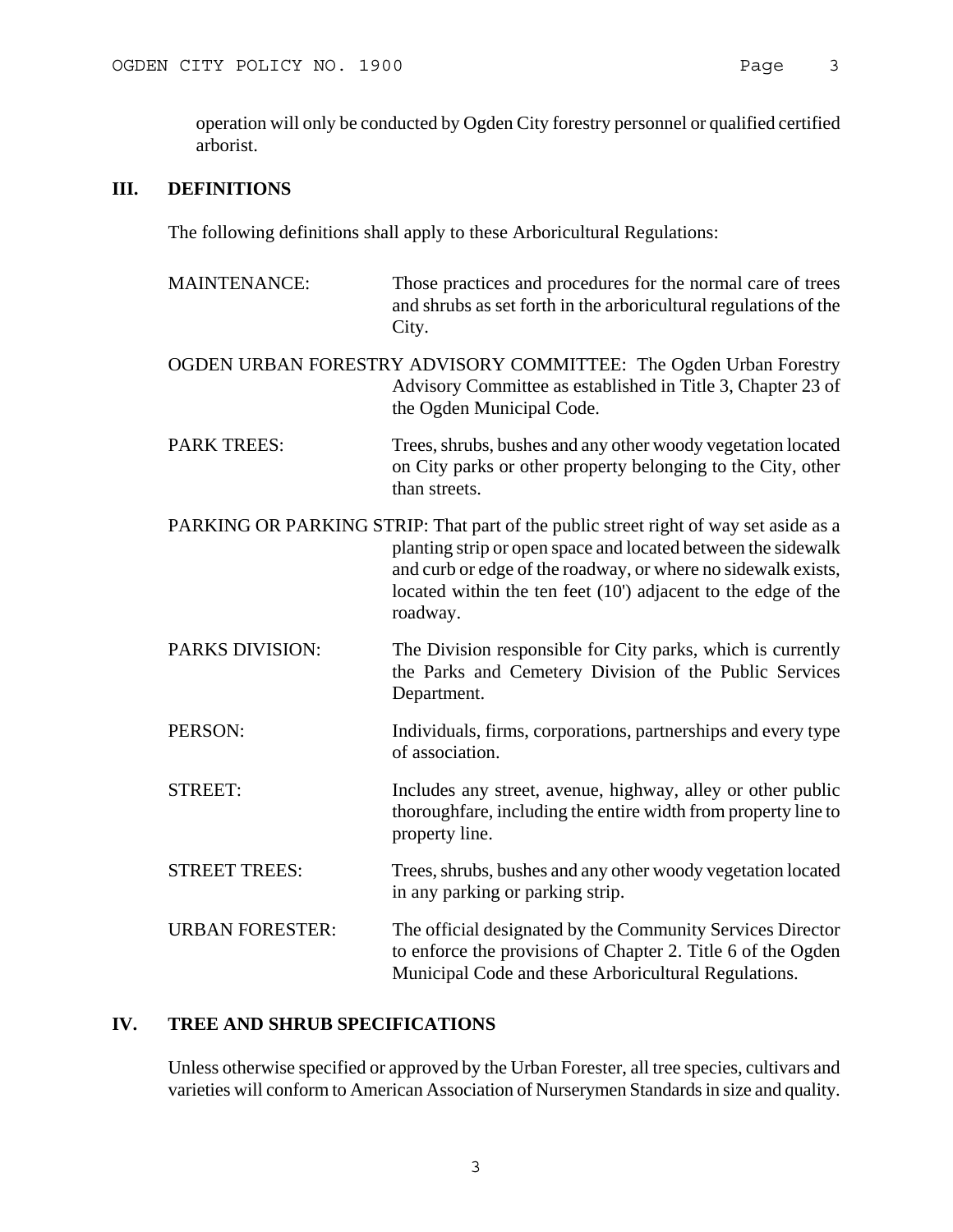operation will only be conducted by Ogden City forestry personnel or qualified certified arborist.

## III. DEFINITIONS

The following definitions shall apply to these Arboricultural Regulations:

MAINTENANCE: Those practices and procedures for the normal care of trees and shrubs as set forth in the arboricultural regulations of the City.

OGDEN URBAN FORESTRY ADVISORY COMMITTEE: The Ogden Urban Forestry Advisory Committee as established in Title 3, Chapter 23 of the Ogden Municipal Code.

PARK TREES: Trees, shrubs, bushes and any other woody vegetation located on City parks or other property belonging to the City, other than streets.

PARKING OR PARKING STRIP: That part of the public street right of way set aside as a planting strip or open space and located between the sidewalk and curb or edge of the roadway, or where no sidewalk exists, located within the ten feet (10') adjacent to the edge of the roadway.

PARKS DIVISION: The Division responsible for City parks, which is currently the Parks and Cemetery Division of the Public Services Department.

PERSON: Individuals, firms, corporations, partnerships and every type of association.

STREET: Includes any street, avenue, highway, alley or other public thoroughfare, including the entire width from property line to property line.

STREET TREES: Trees, shrubs, bushes and any other woody vegetation located in any parking or parking strip.

URBAN FORESTER: The official designated by the Community Services Director to enforce the provisions of Chapter 2. Title 6 of the Ogden Municipal Code and these Arboricultural Regulations.

## IV. TREE AND SHRUB SPECIFICATIONS

Unless otherwise specified or approved by the Urban Forester, all tree species, cultivars and varieties will conform to American Association of Nurserymen Standards in size and quality.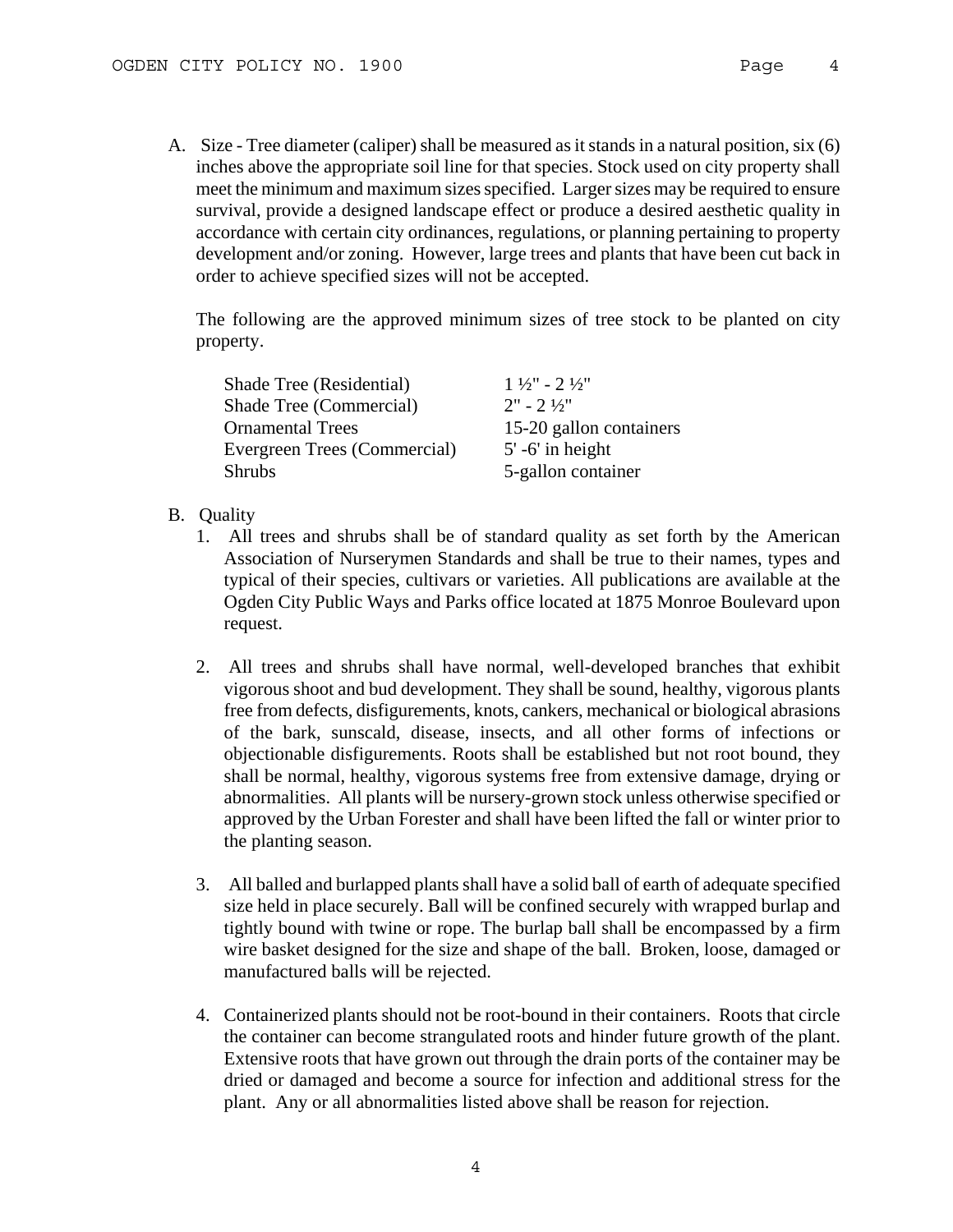A. Size - Tree diameter (caliper) shall be measured as it stands in a natural position, six (6) inches above the appropriate soil line for that species. Stock used on city property shall meet the minimum and maximum sizes specified. Larger sizes may be required to ensure survival, provide a designed landscape effect or produce a desired aesthetic quality in accordance with certain city ordinances, regulations, or planning pertaining to property development and/or zoning. However, large trees and plants that have been cut back in order to achieve specified sizes will not be accepted.

   The following are the approved minimum sizes of tree stock to be planted on city property.

| | |
|---|---|
| Shade Tree (Residential) | 1 ½" - 2 ½" |
| Shade Tree (Commercial) | 2" - 2 ½" |
| Ornamental Trees | 15-20 gallon containers |
| Evergreen Trees (Commercial) | 5' -6' in height |
| Shrubs | 5-gallon container |

B. Quality

   1. All trees and shrubs shall be of standard quality as set forth by the American Association of Nurserymen Standards and shall be true to their names, types and typical of their species, cultivars or varieties. All publications are available at the Ogden City Public Ways and Parks office located at 1875 Monroe Boulevard upon request.

   2. All trees and shrubs shall have normal, well-developed branches that exhibit vigorous shoot and bud development. They shall be sound, healthy, vigorous plants free from defects, disfigurements, knots, cankers, mechanical or biological abrasions of the bark, sunscald, disease, insects, and all other forms of infections or objectionable disfigurements. Roots shall be established but not root bound, they shall be normal, healthy, vigorous systems free from extensive damage, drying or abnormalities. All plants will be nursery-grown stock unless otherwise specified or approved by the Urban Forester and shall have been lifted the fall or winter prior to the planting season.

   3. All balled and burlapped plants shall have a solid ball of earth of adequate specified size held in place securely. Ball will be confined securely with wrapped burlap and tightly bound with twine or rope. The burlap ball shall be encompassed by a firm wire basket designed for the size and shape of the ball. Broken, loose, damaged or manufactured balls will be rejected.

   4. Containerized plants should not be root-bound in their containers. Roots that circle the container can become strangulated roots and hinder future growth of the plant. Extensive roots that have grown out through the drain ports of the container may be dried or damaged and become a source for infection and additional stress for the plant. Any or all abnormalities listed above shall be reason for rejection.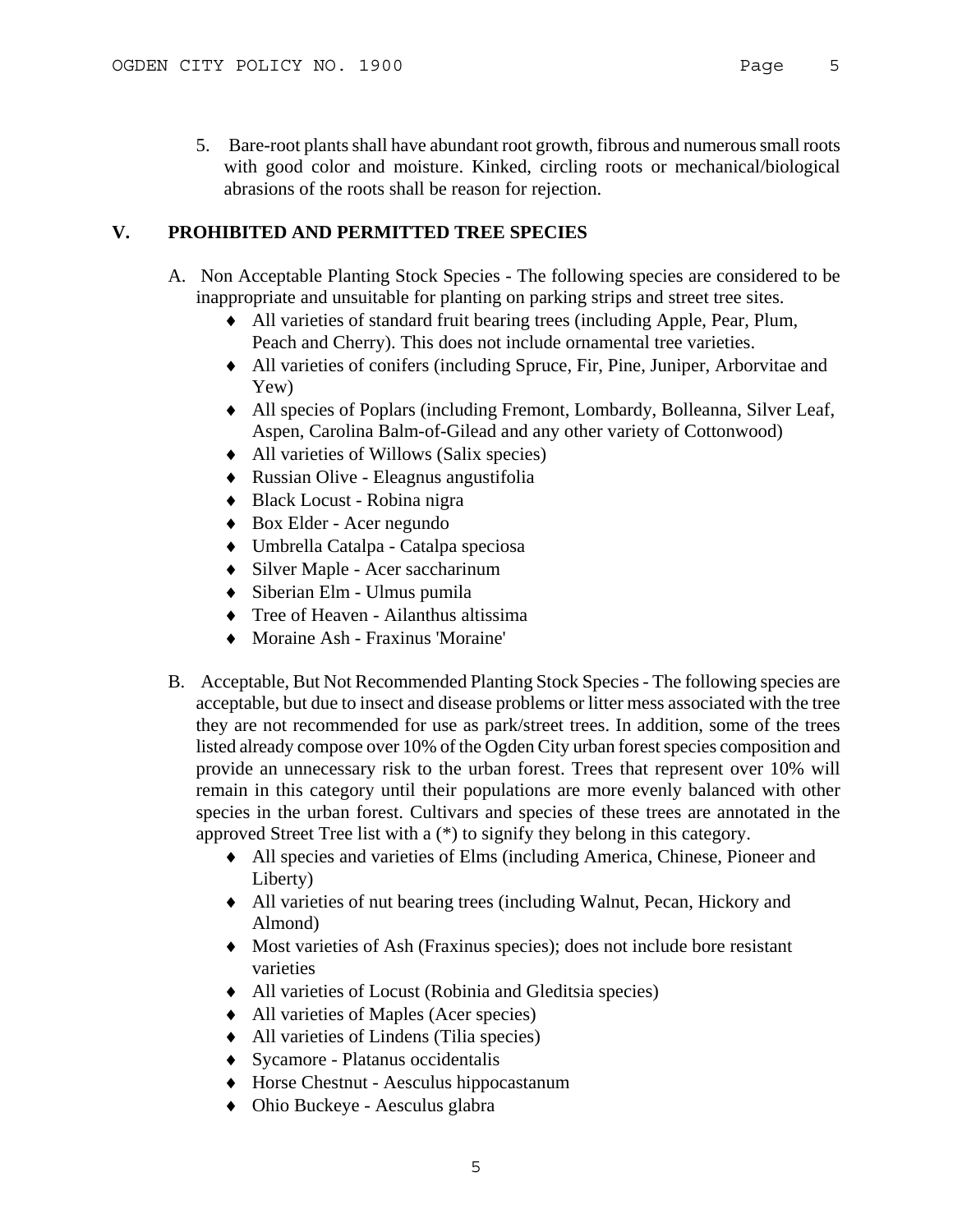5. Bare-root plants shall have abundant root growth, fibrous and numerous small roots with good color and moisture. Kinked, circling roots or mechanical/biological abrasions of the roots shall be reason for rejection.

## V. PROHIBITED AND PERMITTED TREE SPECIES

A. Non Acceptable Planting Stock Species - The following species are considered to be inappropriate and unsuitable for planting on parking strips and street tree sites.

- All varieties of standard fruit bearing trees (including Apple, Pear, Plum, Peach and Cherry). This does not include ornamental tree varieties.
- All varieties of conifers (including Spruce, Fir, Pine, Juniper, Arborvitae and Yew)
- All species of Poplars (including Fremont, Lombardy, Bolleanna, Silver Leaf, Aspen, Carolina Balm-of-Gilead and any other variety of Cottonwood)
- All varieties of Willows (Salix species)
- Russian Olive - Eleagnus angustifolia
- Black Locust - Robina nigra
- Box Elder - Acer negundo
- Umbrella Catalpa - Catalpa speciosa
- Silver Maple - Acer saccharinum
- Siberian Elm - Ulmus pumila
- Tree of Heaven - Ailanthus altissima
- Moraine Ash - Fraxinus 'Moraine'

B. Acceptable, But Not Recommended Planting Stock Species - The following species are acceptable, but due to insect and disease problems or litter mess associated with the tree they are not recommended for use as park/street trees. In addition, some of the trees listed already compose over 10% of the Ogden City urban forest species composition and provide an unnecessary risk to the urban forest. Trees that represent over 10% will remain in this category until their populations are more evenly balanced with other species in the urban forest. Cultivars and species of these trees are annotated in the approved Street Tree list with a (*) to signify they belong in this category.

- All species and varieties of Elms (including America, Chinese, Pioneer and Liberty)
- All varieties of nut bearing trees (including Walnut, Pecan, Hickory and Almond)
- Most varieties of Ash (Fraxinus species); does not include bore resistant varieties
- All varieties of Locust (Robinia and Gleditsia species)
- All varieties of Maples (Acer species)
- All varieties of Lindens (Tilia species)
- Sycamore - Platanus occidentalis
- Horse Chestnut - Aesculus hippocastanum
- Ohio Buckeye - Aesculus glabra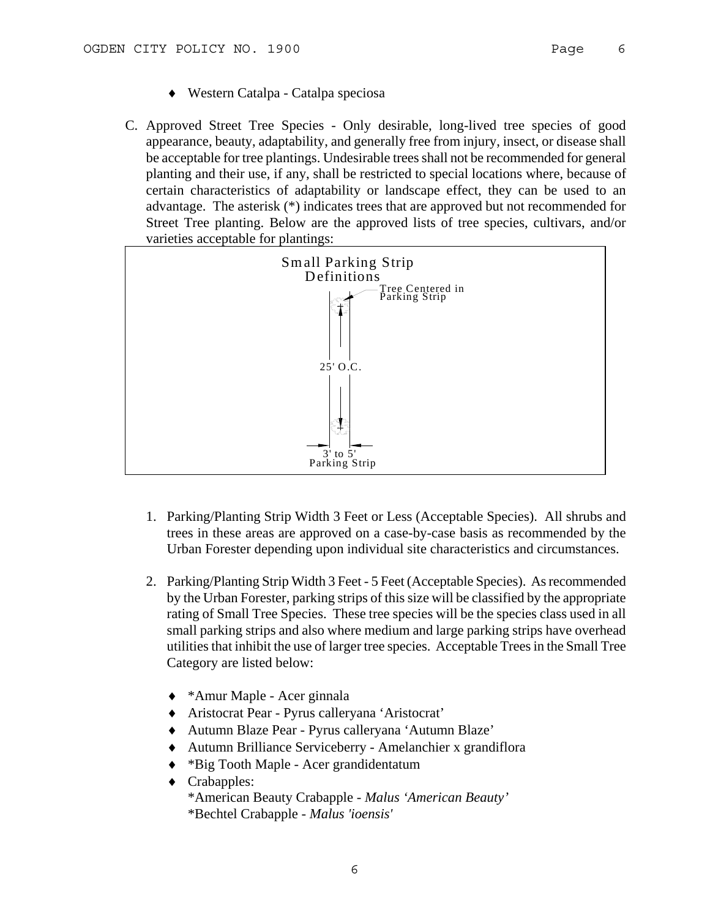- Western Catalpa - Catalpa speciosa

C. Approved Street Tree Species - Only desirable, long-lived tree species of good appearance, beauty, adaptability, and generally free from injury, insect, or disease shall be acceptable for tree plantings. Undesirable trees shall not be recommended for general planting and their use, if any, shall be restricted to special locations where, because of certain characteristics of adaptability or landscape effect, they can be used to an advantage. The asterisk (*) indicates trees that are approved but not recommended for Street Tree planting. Below are the approved lists of tree species, cultivars, and/or varieties acceptable for plantings:

Small Parking Strip Definitions

Tree Centered in Parking Strip

25' O.C.

3' to 5' Parking Strip

1. Parking/Planting Strip Width 3 Feet or Less (Acceptable Species). All shrubs and trees in these areas are approved on a case-by-case basis as recommended by the Urban Forester depending upon individual site characteristics and circumstances.

2. Parking/Planting Strip Width 3 Feet - 5 Feet (Acceptable Species). As recommended by the Urban Forester, parking strips of this size will be classified by the appropriate rating of Small Tree Species. These tree species will be the species class used in all small parking strips and also where medium and large parking strips have overhead utilities that inhibit the use of larger tree species. Acceptable Trees in the Small Tree Category are listed below:

   - *Amur Maple - Acer ginnala
   - Aristocrat Pear - Pyrus calleryana ‘Aristocrat’
   - Autumn Blaze Pear - Pyrus calleryana ‘Autumn Blaze’
   - Autumn Brilliance Serviceberry - Amelanchier x grandiflora
   - *Big Tooth Maple - Acer grandidentatum
   - Crabapples:
     *American Beauty Crabapple - *Malus ‘American Beauty’*
     *Bechtel Crabapple - *Malus 'ioensis'*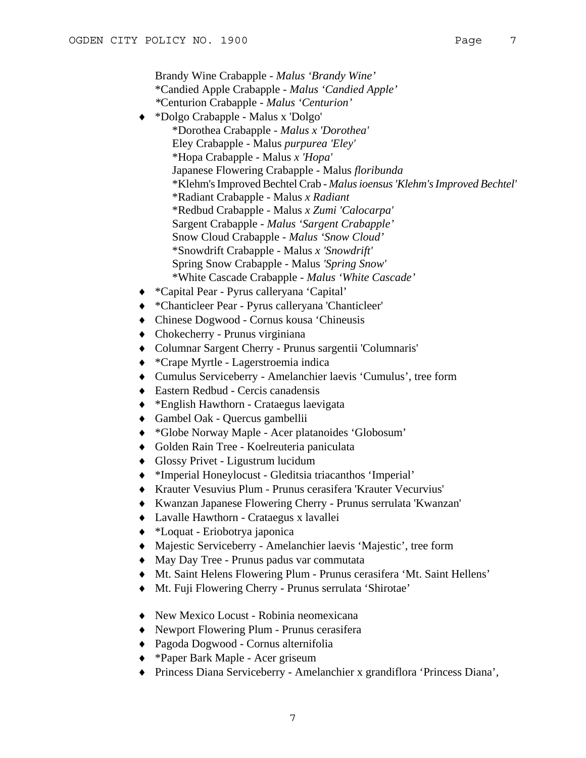Brandy Wine Crabapple - *Malus 'Brandy Wine'*
*Candied Apple Crabapple - *Malus 'Candied Apple'*
*Centurion Crabapple - *Malus 'Centurion'*

- *Dolgo Crabapple - Malus x 'Dolgo'
    - *Dorothea Crabapple - *Malus x 'Dorothea'*
    - Eley Crabapple - Malus *purpurea 'Eley'*
    - *Hopa Crabapple - Malus *x 'Hopa'*
    - Japanese Flowering Crabapple - Malus *floribunda*
    - *Klehm's Improved Bechtel Crab - *Malus ioensus 'Klehm's Improved Bechtel'*
    - *Radiant Crabapple - Malus *x Radiant*
    - *Redbud Crabapple - Malus *x Zumi 'Calocarpa'*
    - Sargent Crabapple - *Malus 'Sargent Crabapple'*
    - Snow Cloud Crabapple - *Malus 'Snow Cloud'*
    - *Snowdrift Crabapple - Malus *x 'Snowdrift'*
    - Spring Snow Crabapple - Malus *'Spring Snow'*
    - *White Cascade Crabapple - *Malus 'White Cascade'*
- *Capital Pear - Pyrus calleryana 'Capital'
- *Chanticleer Pear - Pyrus calleryana 'Chanticleer'
- Chinese Dogwood - Cornus kousa 'Chineusis
- Chokecherry - Prunus virginiana
- Columnar Sargent Cherry - Prunus sargentii 'Columnaris'
- *Crape Myrtle - Lagerstroemia indica
- Cumulus Serviceberry - Amelanchier laevis 'Cumulus', tree form
- Eastern Redbud - Cercis canadensis
- *English Hawthorn - Crataegus laevigata
- Gambel Oak - Quercus gambellii
- *Globe Norway Maple - Acer platanoides 'Globosum'
- Golden Rain Tree - Koelreuteria paniculata
- Glossy Privet - Ligustrum lucidum
- *Imperial Honeylocust - Gleditsia triacanthos 'Imperial'
- Krauter Vesuvius Plum - Prunus cerasifera 'Krauter Vecurvius'
- Kwanzan Japanese Flowering Cherry - Prunus serrulata 'Kwanzan'
- Lavalle Hawthorn - Crataegus x lavallei
- *Loquat - Eriobotrya japonica
- Majestic Serviceberry - Amelanchier laevis 'Majestic', tree form
- May Day Tree - Prunus padus var commutata
- Mt. Saint Helens Flowering Plum - Prunus cerasifera 'Mt. Saint Hellens'
- Mt. Fuji Flowering Cherry - Prunus serrulata 'Shirotae'
- New Mexico Locust - Robinia neomexicana
- Newport Flowering Plum - Prunus cerasifera
- Pagoda Dogwood - Cornus alternifolia
- *Paper Bark Maple - Acer griseum
- Princess Diana Serviceberry - Amelanchier x grandiflora 'Princess Diana',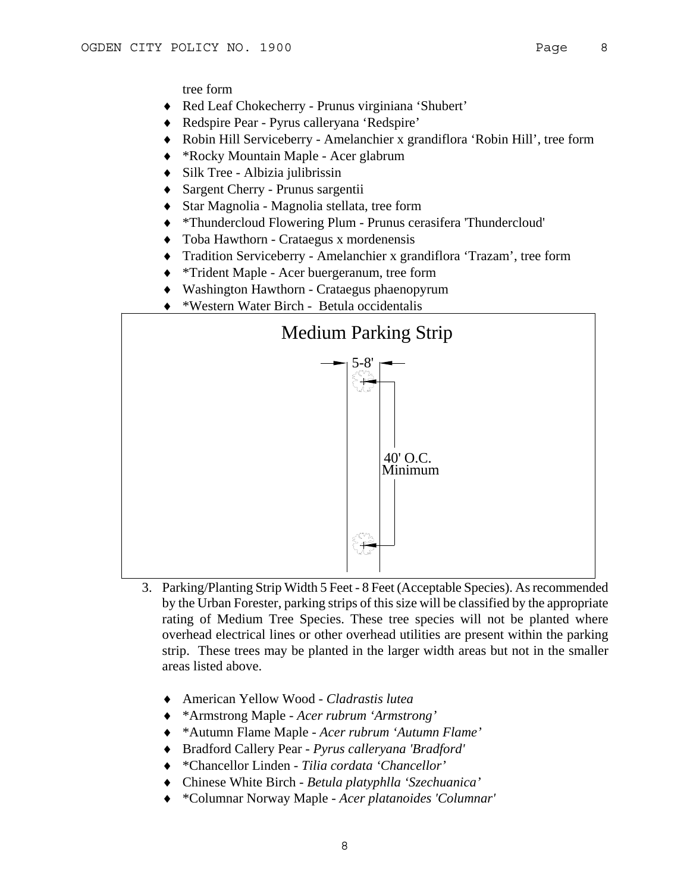tree form

- Red Leaf Chokecherry - Prunus virginiana ‘Shubert’
- Redspire Pear - Pyrus calleryana ‘Redspire’
- Robin Hill Serviceberry - Amelanchier x grandiflora ‘Robin Hill’, tree form
- *Rocky Mountain Maple - Acer glabrum
- Silk Tree - Albizia julibrissin
- Sargent Cherry - Prunus sargentii
- Star Magnolia - Magnolia stellata, tree form
- *Thundercloud Flowering Plum - Prunus cerasifera 'Thundercloud'
- Toba Hawthorn - Crataegus x mordenensis
- Tradition Serviceberry - Amelanchier x grandiflora ‘Trazam’, tree form
- *Trident Maple - Acer buergeranum, tree form
- Washington Hawthorn - Crataegus phaenopyrum
- *Western Water Birch - Betula occidentalis

Medium Parking Strip

5-8'

40' O.C. Minimum

3. Parking/Planting Strip Width 5 Feet - 8 Feet (Acceptable Species). As recommended by the Urban Forester, parking strips of this size will be classified by the appropriate rating of Medium Tree Species. These tree species will not be planted where overhead electrical lines or other overhead utilities are present within the parking strip. These trees may be planted in the larger width areas but not in the smaller areas listed above.

   - American Yellow Wood - *Cladrastis lutea*
   - *Armstrong Maple - *Acer rubrum ‘Armstrong’*
   - *Autumn Flame Maple - *Acer rubrum ‘Autumn Flame’*
   - Bradford Callery Pear - *Pyrus calleryana 'Bradford'*
   - *Chancellor Linden - *Tilia cordata ‘Chancellor’*
   - Chinese White Birch - *Betula platyphlla ‘Szechuanica’*
   - *Columnar Norway Maple - *Acer platanoides 'Columnar'*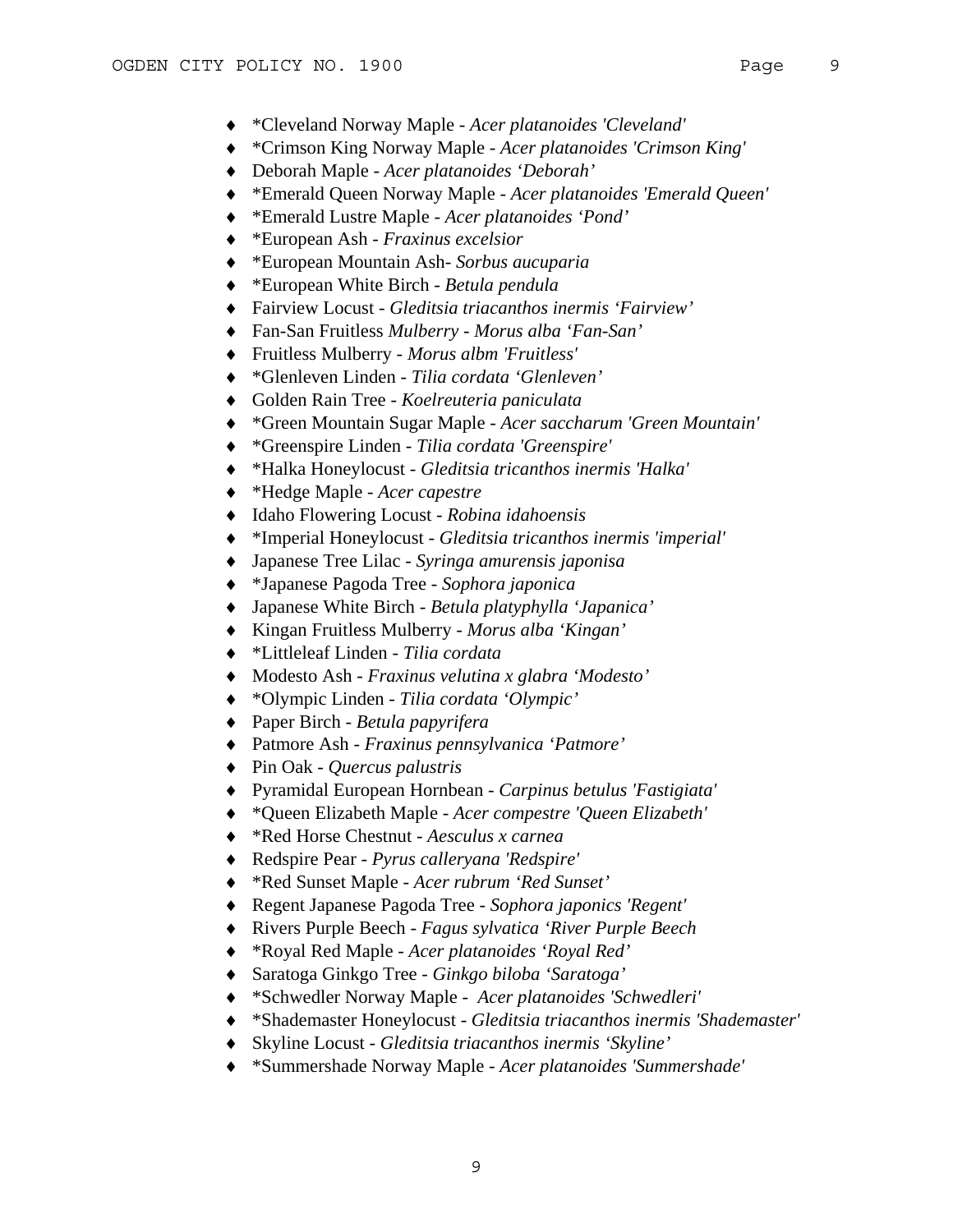- *Cleveland Norway Maple - *Acer platanoides 'Cleveland'*
- *Crimson King Norway Maple - *Acer platanoides 'Crimson King'*
- Deborah Maple - *Acer platanoides 'Deborah'*
- *Emerald Queen Norway Maple - *Acer platanoides 'Emerald Queen'*
- *Emerald Lustre Maple - *Acer platanoides 'Pond'*
- *European Ash - *Fraxinus excelsior*
- *European Mountain Ash- *Sorbus aucuparia*
- *European White Birch - *Betula pendula*
- Fairview Locust - *Gleditsia triacanthos inermis 'Fairview'*
- Fan-San Fruitless *Mulberry - Morus alba 'Fan-San'*
- Fruitless Mulberry - *Morus albm 'Fruitless'*
- *Glenleven Linden - *Tilia cordata 'Glenleven'*
- Golden Rain Tree - *Koelreuteria paniculata*
- *Green Mountain Sugar Maple - *Acer saccharum 'Green Mountain'*
- *Greenspire Linden - *Tilia cordata 'Greenspire'*
- *Halka Honeylocust - *Gleditsia tricanthos inermis 'Halka'*
- *Hedge Maple - *Acer capestre*
- Idaho Flowering Locust - *Robina idahoensis*
- *Imperial Honeylocust - *Gleditsia tricanthos inermis 'imperial'*
- Japanese Tree Lilac - *Syringa amurensis japonisa*
- *Japanese Pagoda Tree - *Sophora japonica*
- Japanese White Birch - *Betula platyphylla 'Japanica'*
- Kingan Fruitless Mulberry - *Morus alba 'Kingan'*
- *Littleleaf Linden - *Tilia cordata*
- Modesto Ash - *Fraxinus velutina x glabra 'Modesto'*
- *Olympic Linden - *Tilia cordata 'Olympic'*
- Paper Birch - *Betula papyrifera*
- Patmore Ash - *Fraxinus pennsylvanica 'Patmore'*
- Pin Oak - *Quercus palustris*
- Pyramidal European Hornbean - *Carpinus betulus 'Fastigiata'*
- *Queen Elizabeth Maple - *Acer compestre 'Queen Elizabeth'*
- *Red Horse Chestnut - *Aesculus x carnea*
- Redspire Pear - *Pyrus calleryana 'Redspire'*
- *Red Sunset Maple - *Acer rubrum 'Red Sunset'*
- Regent Japanese Pagoda Tree - *Sophora japonics 'Regent'*
- Rivers Purple Beech - *Fagus sylvatica 'River Purple Beech*
- *Royal Red Maple - *Acer platanoides 'Royal Red'*
- Saratoga Ginkgo Tree - *Ginkgo biloba 'Saratoga'*
- *Schwedler Norway Maple - *Acer platanoides 'Schwedleri'*
- *Shademaster Honeylocust - *Gleditsia triacanthos inermis 'Shademaster'*
- Skyline Locust - *Gleditsia triacanthos inermis 'Skyline'*
- *Summershade Norway Maple - *Acer platanoides 'Summershade'*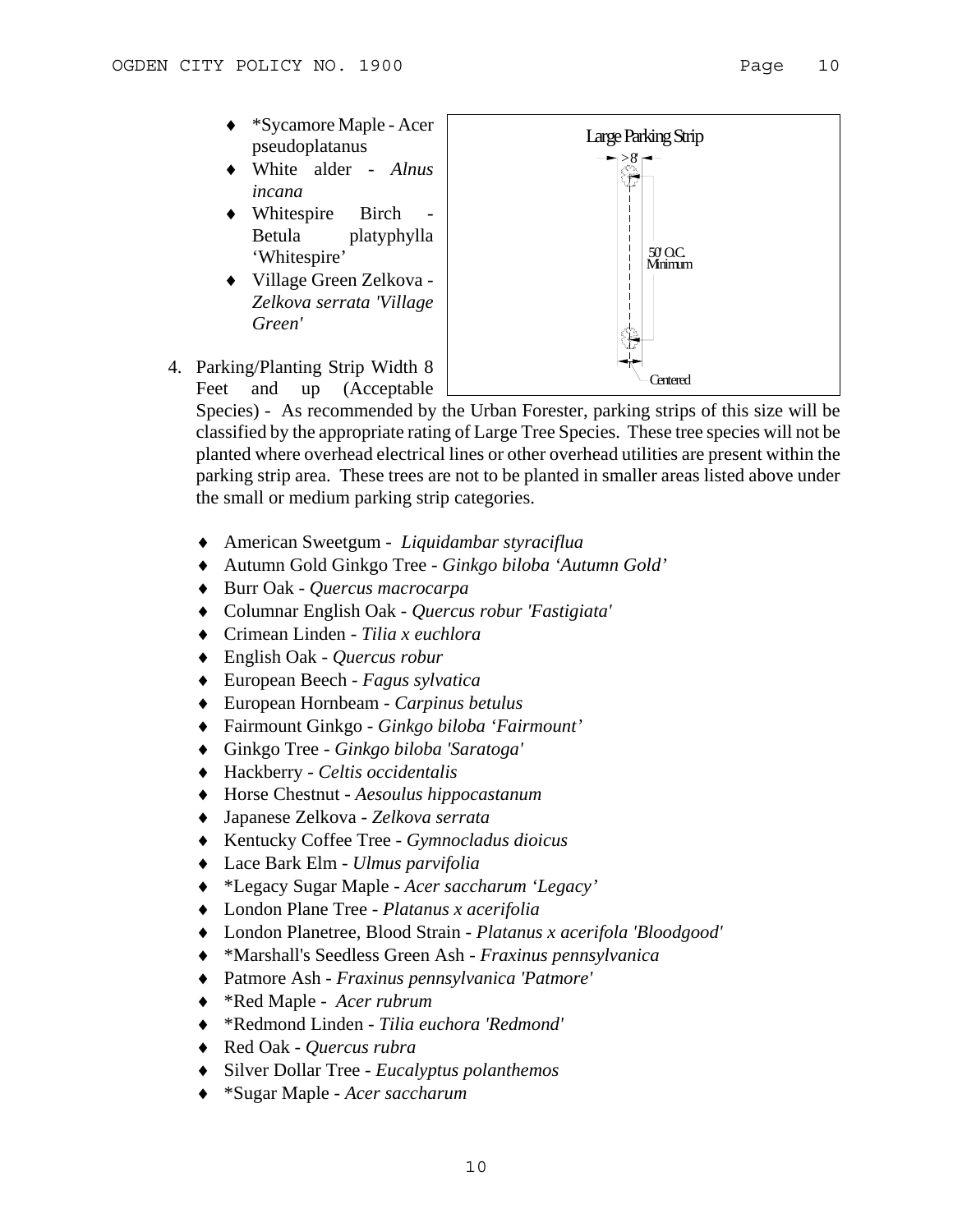- *Sycamore Maple - Acer pseudoplatanus
- White alder - *Alnus incana*
- Whitespire Birch - Betula platyphylla 'Whitespire'
- Village Green Zelkova - *Zelkova serrata 'Village Green'*

Large Parking Strip

>8'

50' O.C. Minimum

Centered

4. Parking/Planting Strip Width 8 Feet and up (Acceptable Species) - As recommended by the Urban Forester, parking strips of this size will be classified by the appropriate rating of Large Tree Species. These tree species will not be planted where overhead electrical lines or other overhead utilities are present within the parking strip area. These trees are not to be planted in smaller areas listed above under the small or medium parking strip categories.

   - American Sweetgum - *Liquidambar styraciflua*
   - Autumn Gold Ginkgo Tree - *Ginkgo biloba 'Autumn Gold'*
   - Burr Oak - *Quercus macrocarpa*
   - Columnar English Oak - *Quercus robur 'Fastigiata'*
   - Crimean Linden - *Tilia x euchlora*
   - English Oak - *Quercus robur*
   - European Beech - *Fagus sylvatica*
   - European Hornbeam - *Carpinus betulus*
   - Fairmount Ginkgo - *Ginkgo biloba 'Fairmount'*
   - Ginkgo Tree - *Ginkgo biloba 'Saratoga'*
   - Hackberry - *Celtis occidentalis*
   - Horse Chestnut - *Aesoulus hippocastanum*
   - Japanese Zelkova - *Zelkova serrata*
   - Kentucky Coffee Tree - *Gymnocladus dioicus*
   - Lace Bark Elm - *Ulmus parvifolia*
   - *Legacy Sugar Maple - *Acer saccharum 'Legacy'*
   - London Plane Tree - *Platanus x acerifolia*
   - London Planetree, Blood Strain - *Platanus x acerifola 'Bloodgood'*
   - *Marshall's Seedless Green Ash - *Fraxinus pennsylvanica*
   - Patmore Ash - *Fraxinus pennsylvanica 'Patmore'*
   - *Red Maple - *Acer rubrum*
   - *Redmond Linden - *Tilia euchora 'Redmond'*
   - Red Oak - *Quercus rubra*
   - Silver Dollar Tree - *Eucalyptus polanthemos*
   - *Sugar Maple - *Acer saccharum*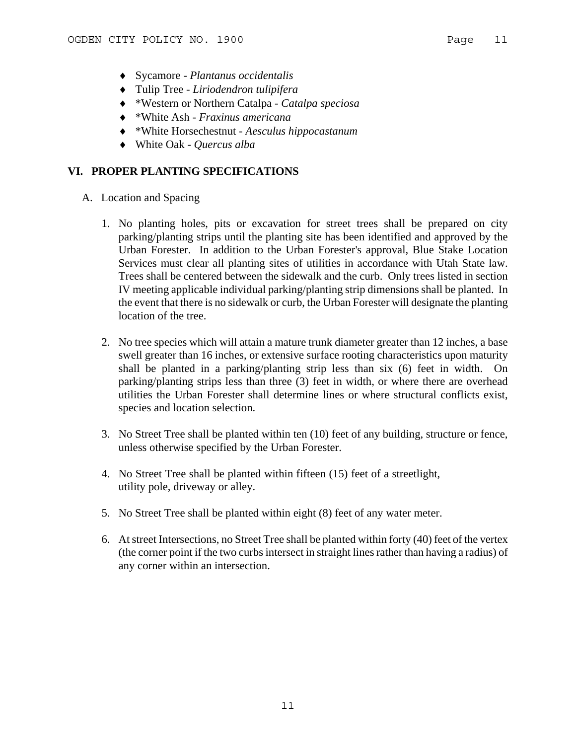- Sycamore - *Plantanus occidentalis*
- Tulip Tree - *Liriodendron tulipifera*
- *Western or Northern Catalpa - *Catalpa speciosa*
- *White Ash - *Fraxinus americana*
- *White Horsechestnut - *Aesculus hippocastanum*
- White Oak - *Quercus alba*

## VI. PROPER PLANTING SPECIFICATIONS

A. Location and Spacing

1. No planting holes, pits or excavation for street trees shall be prepared on city parking/planting strips until the planting site has been identified and approved by the Urban Forester. In addition to the Urban Forester's approval, Blue Stake Location Services must clear all planting sites of utilities in accordance with Utah State law. Trees shall be centered between the sidewalk and the curb. Only trees listed in section IV meeting applicable individual parking/planting strip dimensions shall be planted. In the event that there is no sidewalk or curb, the Urban Forester will designate the planting location of the tree.

2. No tree species which will attain a mature trunk diameter greater than 12 inches, a base swell greater than 16 inches, or extensive surface rooting characteristics upon maturity shall be planted in a parking/planting strip less than six (6) feet in width. On parking/planting strips less than three (3) feet in width, or where there are overhead utilities the Urban Forester shall determine lines or where structural conflicts exist, species and location selection.

3. No Street Tree shall be planted within ten (10) feet of any building, structure or fence, unless otherwise specified by the Urban Forester.

4. No Street Tree shall be planted within fifteen (15) feet of a streetlight, utility pole, driveway or alley.

5. No Street Tree shall be planted within eight (8) feet of any water meter.

6. At street Intersections, no Street Tree shall be planted within forty (40) feet of the vertex (the corner point if the two curbs intersect in straight lines rather than having a radius) of any corner within an intersection.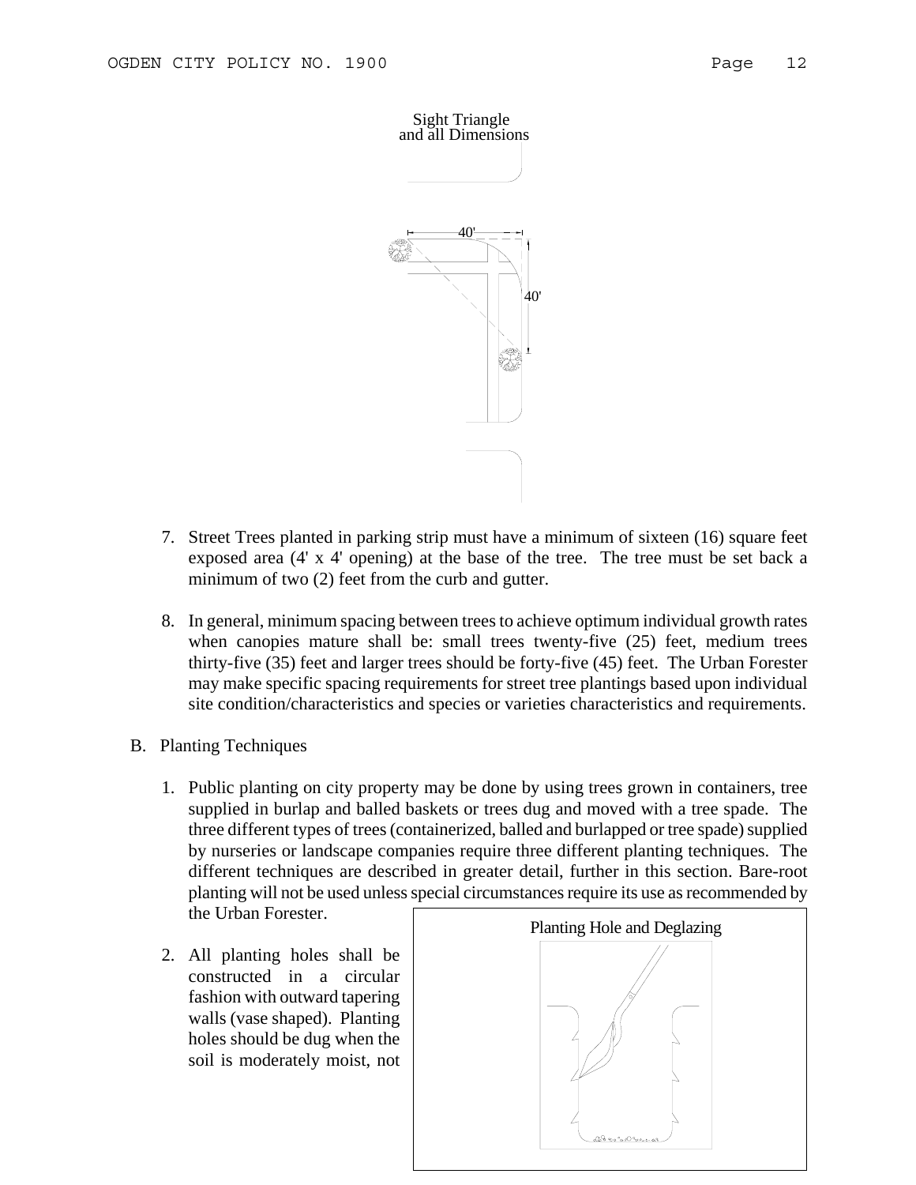Sight Triangle and all Dimensions

40'

40'

7. Street Trees planted in parking strip must have a minimum of sixteen (16) square feet exposed area (4' x 4' opening) at the base of the tree. The tree must be set back a minimum of two (2) feet from the curb and gutter.

8. In general, minimum spacing between trees to achieve optimum individual growth rates when canopies mature shall be: small trees twenty-five (25) feet, medium trees thirty-five (35) feet and larger trees should be forty-five (45) feet. The Urban Forester may make specific spacing requirements for street tree plantings based upon individual site condition/characteristics and species or varieties characteristics and requirements.

B. Planting Techniques

1. Public planting on city property may be done by using trees grown in containers, tree supplied in burlap and balled baskets or trees dug and moved with a tree spade. The three different types of trees (containerized, balled and burlapped or tree spade) supplied by nurseries or landscape companies require three different planting techniques. The different techniques are described in greater detail, further in this section. Bare-root planting will not be used unless special circumstances require its use as recommended by the Urban Forester.

Planting Hole and Deglazing

2. All planting holes shall be constructed in a circular fashion with outward tapering walls (vase shaped). Planting holes should be dug when the soil is moderately moist, not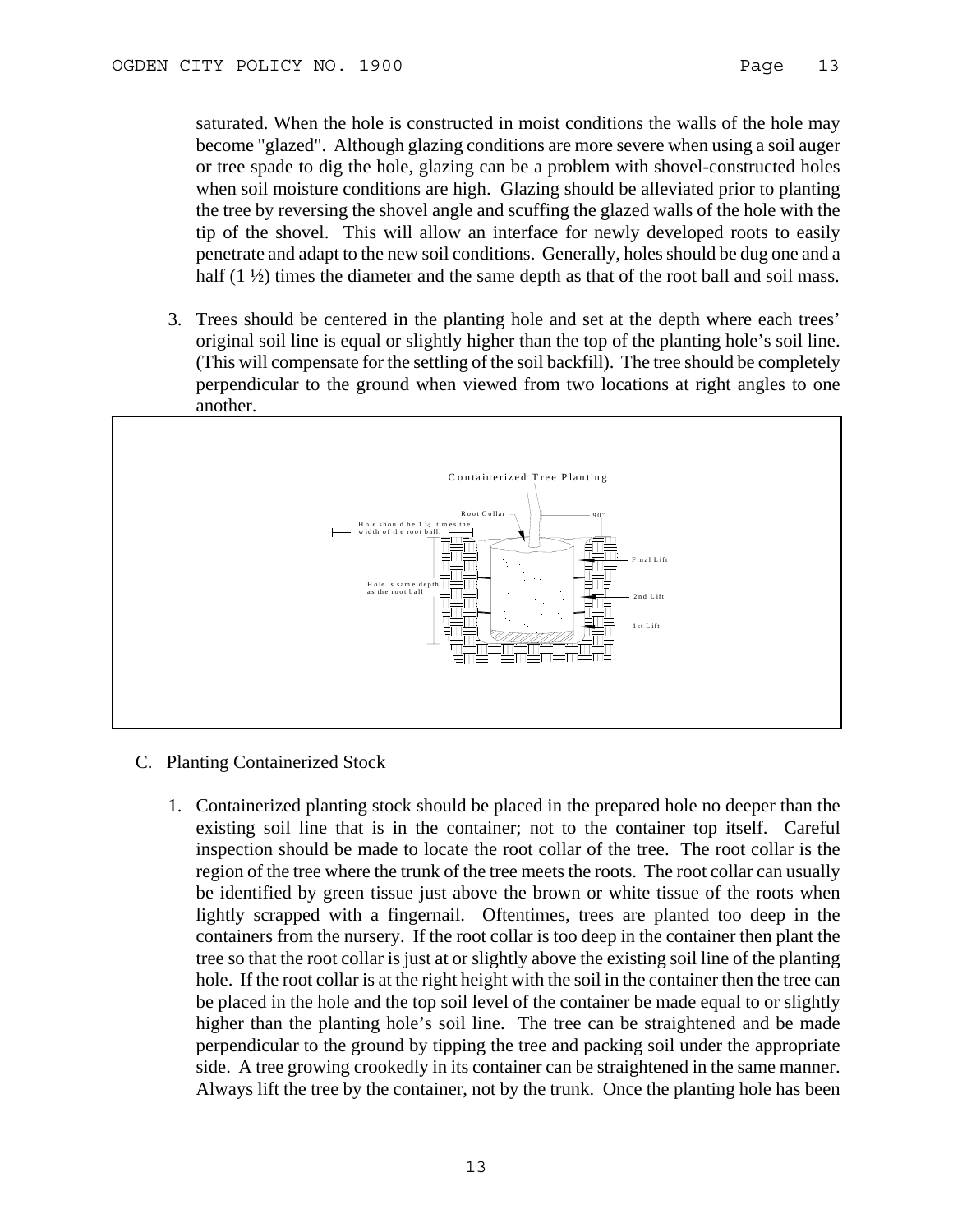saturated. When the hole is constructed in moist conditions the walls of the hole may become "glazed". Although glazing conditions are more severe when using a soil auger or tree spade to dig the hole, glazing can be a problem with shovel-constructed holes when soil moisture conditions are high. Glazing should be alleviated prior to planting the tree by reversing the shovel angle and scuffing the glazed walls of the hole with the tip of the shovel. This will allow an interface for newly developed roots to easily penetrate and adapt to the new soil conditions. Generally, holes should be dug one and a half (1 ½) times the diameter and the same depth as that of the root ball and soil mass.

3. Trees should be centered in the planting hole and set at the depth where each trees' original soil line is equal or slightly higher than the top of the planting hole's soil line. (This will compensate for the settling of the soil backfill). The tree should be completely perpendicular to the ground when viewed from two locations at right angles to one another.

Containerized Tree Planting

Root Collar — 90° — Hole should be 1 ½ times the width of the root ball. — Hole is same depth as the root ball — Final Lift — 2nd Lift — 1st Lift

C. Planting Containerized Stock

1. Containerized planting stock should be placed in the prepared hole no deeper than the existing soil line that is in the container; not to the container top itself. Careful inspection should be made to locate the root collar of the tree. The root collar is the region of the tree where the trunk of the tree meets the roots. The root collar can usually be identified by green tissue just above the brown or white tissue of the roots when lightly scrapped with a fingernail. Oftentimes, trees are planted too deep in the containers from the nursery. If the root collar is too deep in the container then plant the tree so that the root collar is just at or slightly above the existing soil line of the planting hole. If the root collar is at the right height with the soil in the container then the tree can be placed in the hole and the top soil level of the container be made equal to or slightly higher than the planting hole's soil line. The tree can be straightened and be made perpendicular to the ground by tipping the tree and packing soil under the appropriate side. A tree growing crookedly in its container can be straightened in the same manner. Always lift the tree by the container, not by the trunk. Once the planting hole has been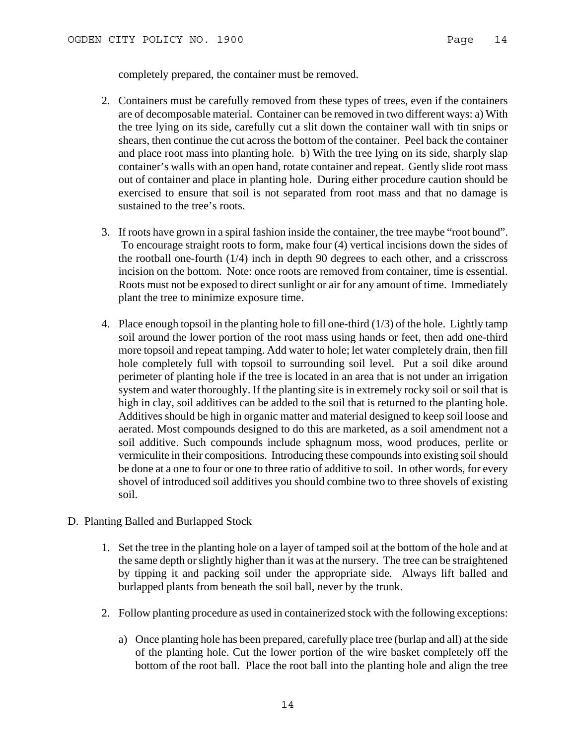completely prepared, the container must be removed.

2. Containers must be carefully removed from these types of trees, even if the containers are of decomposable material. Container can be removed in two different ways: a) With the tree lying on its side, carefully cut a slit down the container wall with tin snips or shears, then continue the cut across the bottom of the container. Peel back the container and place root mass into planting hole. b) With the tree lying on its side, sharply slap container's walls with an open hand, rotate container and repeat. Gently slide root mass out of container and place in planting hole. During either procedure caution should be exercised to ensure that soil is not separated from root mass and that no damage is sustained to the tree's roots.

3. If roots have grown in a spiral fashion inside the container, the tree maybe "root bound". To encourage straight roots to form, make four (4) vertical incisions down the sides of the rootball one-fourth (1/4) inch in depth 90 degrees to each other, and a crisscross incision on the bottom. Note: once roots are removed from container, time is essential. Roots must not be exposed to direct sunlight or air for any amount of time. Immediately plant the tree to minimize exposure time.

4. Place enough topsoil in the planting hole to fill one-third (1/3) of the hole. Lightly tamp soil around the lower portion of the root mass using hands or feet, then add one-third more topsoil and repeat tamping. Add water to hole; let water completely drain, then fill hole completely full with topsoil to surrounding soil level. Put a soil dike around perimeter of planting hole if the tree is located in an area that is not under an irrigation system and water thoroughly. If the planting site is in extremely rocky soil or soil that is high in clay, soil additives can be added to the soil that is returned to the planting hole. Additives should be high in organic matter and material designed to keep soil loose and aerated. Most compounds designed to do this are marketed, as a soil amendment not a soil additive. Such compounds include sphagnum moss, wood produces, perlite or vermiculite in their compositions. Introducing these compounds into existing soil should be done at a one to four or one to three ratio of additive to soil. In other words, for every shovel of introduced soil additives you should combine two to three shovels of existing soil.

D. Planting Balled and Burlapped Stock

1. Set the tree in the planting hole on a layer of tamped soil at the bottom of the hole and at the same depth or slightly higher than it was at the nursery. The tree can be straightened by tipping it and packing soil under the appropriate side. Always lift balled and burlapped plants from beneath the soil ball, never by the trunk.

2. Follow planting procedure as used in containerized stock with the following exceptions:

   a) Once planting hole has been prepared, carefully place tree (burlap and all) at the side of the planting hole. Cut the lower portion of the wire basket completely off the bottom of the root ball. Place the root ball into the planting hole and align the tree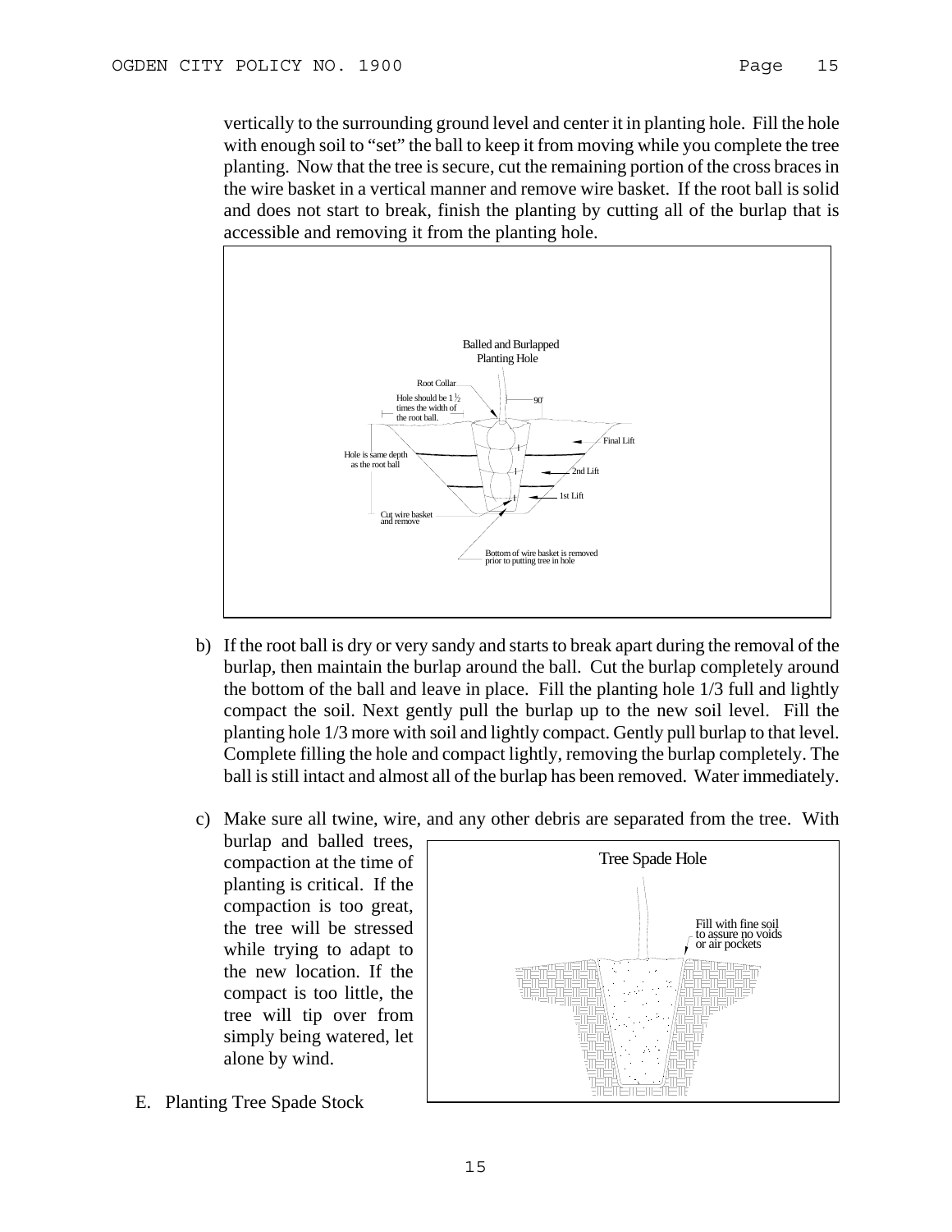vertically to the surrounding ground level and center it in planting hole. Fill the hole with enough soil to "set" the ball to keep it from moving while you complete the tree planting. Now that the tree is secure, cut the remaining portion of the cross braces in the wire basket in a vertical manner and remove wire basket. If the root ball is solid and does not start to break, finish the planting by cutting all of the burlap that is accessible and removing it from the planting hole.

b) If the root ball is dry or very sandy and starts to break apart during the removal of the burlap, then maintain the burlap around the ball. Cut the burlap completely around the bottom of the ball and leave in place. Fill the planting hole 1/3 full and lightly compact the soil. Next gently pull the burlap up to the new soil level. Fill the planting hole 1/3 more with soil and lightly compact. Gently pull burlap to that level. Complete filling the hole and compact lightly, removing the burlap completely. The ball is still intact and almost all of the burlap has been removed. Water immediately.

c) Make sure all twine, wire, and any other debris are separated from the tree. With burlap and balled trees, compaction at the time of planting is critical. If the compaction is too great, the tree will be stressed while trying to adapt to the new location. If the compact is too little, the tree will tip over from simply being watered, let alone by wind.

E. Planting Tree Spade Stock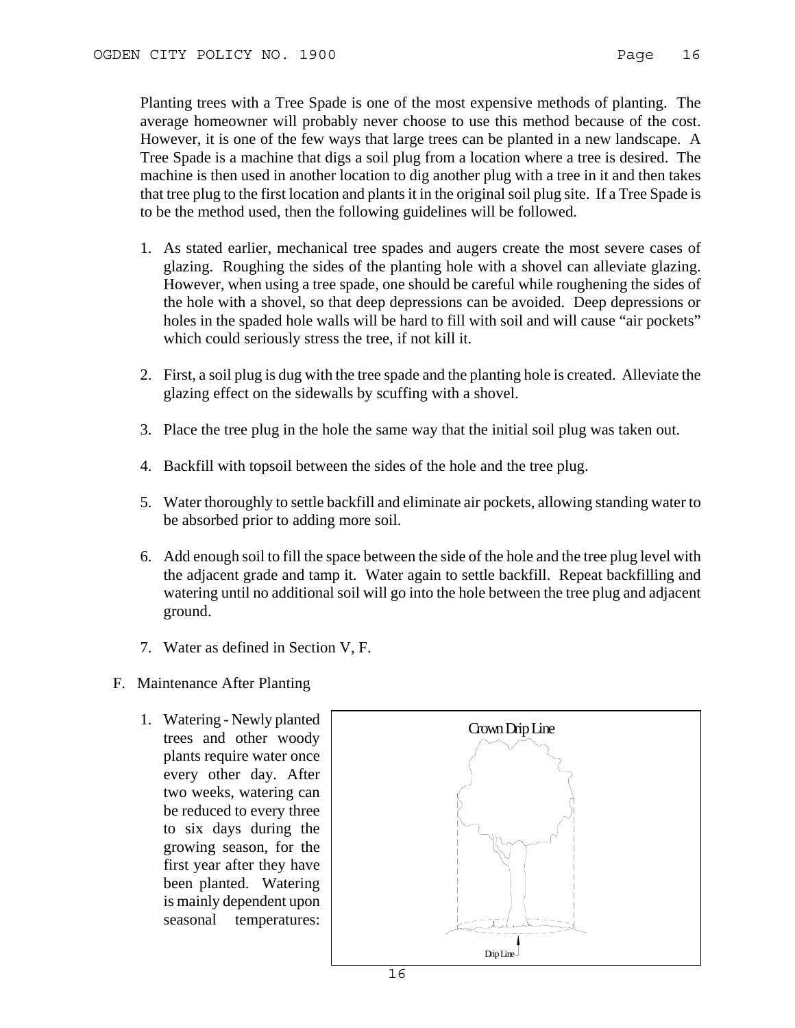Planting trees with a Tree Spade is one of the most expensive methods of planting. The average homeowner will probably never choose to use this method because of the cost. However, it is one of the few ways that large trees can be planted in a new landscape. A Tree Spade is a machine that digs a soil plug from a location where a tree is desired. The machine is then used in another location to dig another plug with a tree in it and then takes that tree plug to the first location and plants it in the original soil plug site. If a Tree Spade is to be the method used, then the following guidelines will be followed.

1. As stated earlier, mechanical tree spades and augers create the most severe cases of glazing. Roughing the sides of the planting hole with a shovel can alleviate glazing. However, when using a tree spade, one should be careful while roughening the sides of the hole with a shovel, so that deep depressions can be avoided. Deep depressions or holes in the spaded hole walls will be hard to fill with soil and will cause "air pockets" which could seriously stress the tree, if not kill it.

2. First, a soil plug is dug with the tree spade and the planting hole is created. Alleviate the glazing effect on the sidewalls by scuffing with a shovel.

3. Place the tree plug in the hole the same way that the initial soil plug was taken out.

4. Backfill with topsoil between the sides of the hole and the tree plug.

5. Water thoroughly to settle backfill and eliminate air pockets, allowing standing water to be absorbed prior to adding more soil.

6. Add enough soil to fill the space between the side of the hole and the tree plug level with the adjacent grade and tamp it. Water again to settle backfill. Repeat backfilling and watering until no additional soil will go into the hole between the tree plug and adjacent ground.

7. Water as defined in Section V, F.

F. Maintenance After Planting

1. Watering - Newly planted trees and other woody plants require water once every other day. After two weeks, watering can be reduced to every three to six days during the growing season, for the first year after they have been planted. Watering is mainly dependent upon seasonal temperatures:

Crown Drip Line

Drip Line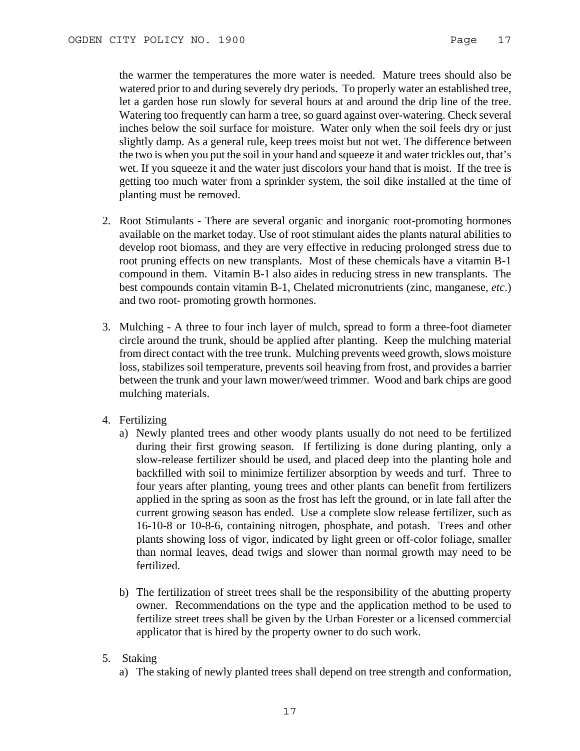the warmer the temperatures the more water is needed. Mature trees should also be watered prior to and during severely dry periods. To properly water an established tree, let a garden hose run slowly for several hours at and around the drip line of the tree. Watering too frequently can harm a tree, so guard against over-watering. Check several inches below the soil surface for moisture. Water only when the soil feels dry or just slightly damp. As a general rule, keep trees moist but not wet. The difference between the two is when you put the soil in your hand and squeeze it and water trickles out, that's wet. If you squeeze it and the water just discolors your hand that is moist. If the tree is getting too much water from a sprinkler system, the soil dike installed at the time of planting must be removed.

2. Root Stimulants - There are several organic and inorganic root-promoting hormones available on the market today. Use of root stimulant aides the plants natural abilities to develop root biomass, and they are very effective in reducing prolonged stress due to root pruning effects on new transplants. Most of these chemicals have a vitamin B-1 compound in them. Vitamin B-1 also aides in reducing stress in new transplants. The best compounds contain vitamin B-1, Chelated micronutrients (zinc, manganese, *etc*.) and two root- promoting growth hormones.

3. Mulching - A three to four inch layer of mulch, spread to form a three-foot diameter circle around the trunk, should be applied after planting. Keep the mulching material from direct contact with the tree trunk. Mulching prevents weed growth, slows moisture loss, stabilizes soil temperature, prevents soil heaving from frost, and provides a barrier between the trunk and your lawn mower/weed trimmer. Wood and bark chips are good mulching materials.

4. Fertilizing
   a) Newly planted trees and other woody plants usually do not need to be fertilized during their first growing season. If fertilizing is done during planting, only a slow-release fertilizer should be used, and placed deep into the planting hole and backfilled with soil to minimize fertilizer absorption by weeds and turf. Three to four years after planting, young trees and other plants can benefit from fertilizers applied in the spring as soon as the frost has left the ground, or in late fall after the current growing season has ended. Use a complete slow release fertilizer, such as 16-10-8 or 10-8-6, containing nitrogen, phosphate, and potash. Trees and other plants showing loss of vigor, indicated by light green or off-color foliage, smaller than normal leaves, dead twigs and slower than normal growth may need to be fertilized.

   b) The fertilization of street trees shall be the responsibility of the abutting property owner. Recommendations on the type and the application method to be used to fertilize street trees shall be given by the Urban Forester or a licensed commercial applicator that is hired by the property owner to do such work.

5. Staking
   a) The staking of newly planted trees shall depend on tree strength and conformation,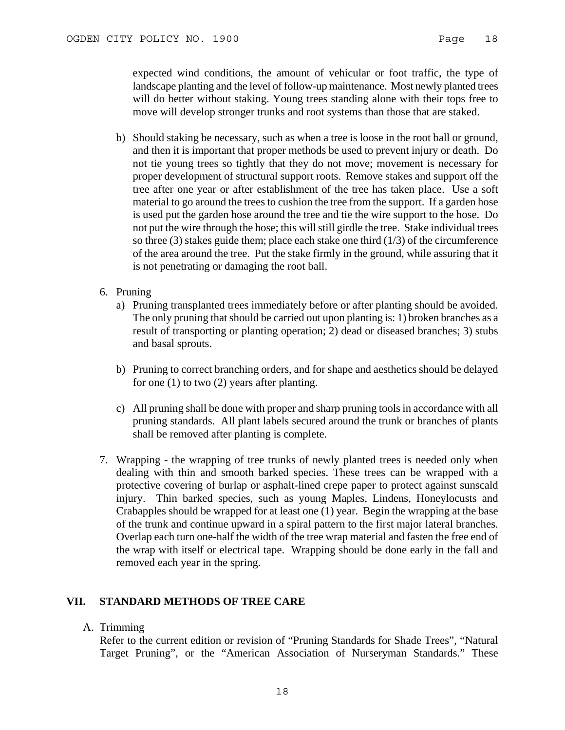expected wind conditions, the amount of vehicular or foot traffic, the type of landscape planting and the level of follow-up maintenance. Most newly planted trees will do better without staking. Young trees standing alone with their tops free to move will develop stronger trunks and root systems than those that are staked.

b) Should staking be necessary, such as when a tree is loose in the root ball or ground, and then it is important that proper methods be used to prevent injury or death. Do not tie young trees so tightly that they do not move; movement is necessary for proper development of structural support roots. Remove stakes and support off the tree after one year or after establishment of the tree has taken place. Use a soft material to go around the trees to cushion the tree from the support. If a garden hose is used put the garden hose around the tree and tie the wire support to the hose. Do not put the wire through the hose; this will still girdle the tree. Stake individual trees so three (3) stakes guide them; place each stake one third (1/3) of the circumference of the area around the tree. Put the stake firmly in the ground, while assuring that it is not penetrating or damaging the root ball.

6. Pruning
   a) Pruning transplanted trees immediately before or after planting should be avoided. The only pruning that should be carried out upon planting is: 1) broken branches as a result of transporting or planting operation; 2) dead or diseased branches; 3) stubs and basal sprouts.

   b) Pruning to correct branching orders, and for shape and aesthetics should be delayed for one (1) to two (2) years after planting.

   c) All pruning shall be done with proper and sharp pruning tools in accordance with all pruning standards. All plant labels secured around the trunk or branches of plants shall be removed after planting is complete.

7. Wrapping - the wrapping of tree trunks of newly planted trees is needed only when dealing with thin and smooth barked species. These trees can be wrapped with a protective covering of burlap or asphalt-lined crepe paper to protect against sunscald injury. Thin barked species, such as young Maples, Lindens, Honeylocusts and Crabapples should be wrapped for at least one (1) year. Begin the wrapping at the base of the trunk and continue upward in a spiral pattern to the first major lateral branches. Overlap each turn one-half the width of the tree wrap material and fasten the free end of the wrap with itself or electrical tape. Wrapping should be done early in the fall and removed each year in the spring.

## VII. STANDARD METHODS OF TREE CARE

A. Trimming

Refer to the current edition or revision of "Pruning Standards for Shade Trees", "Natural Target Pruning", or the "American Association of Nurseryman Standards." These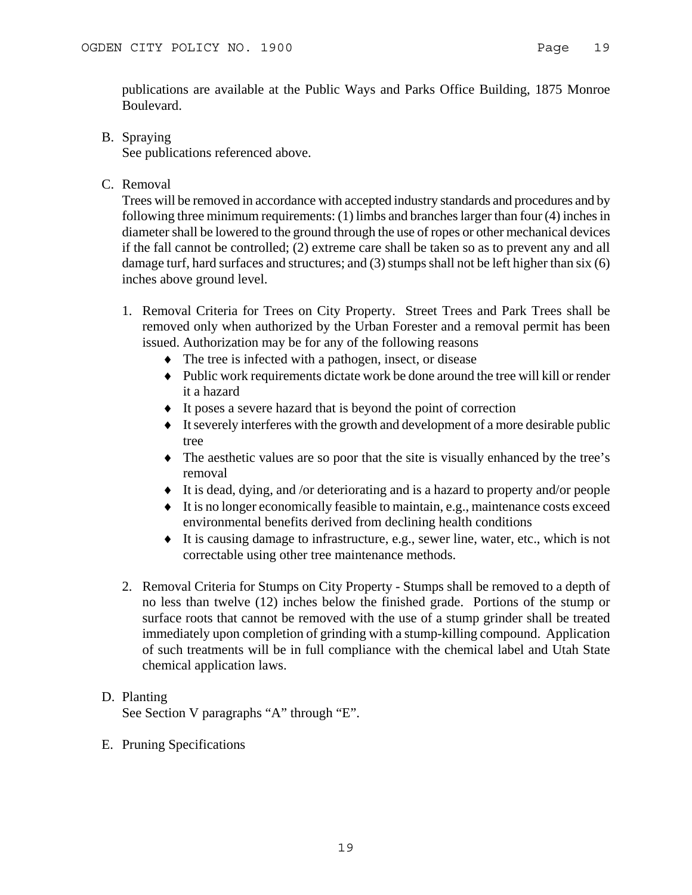publications are available at the Public Ways and Parks Office Building, 1875 Monroe Boulevard.

B. Spraying
See publications referenced above.

C. Removal
Trees will be removed in accordance with accepted industry standards and procedures and by following three minimum requirements: (1) limbs and branches larger than four (4) inches in diameter shall be lowered to the ground through the use of ropes or other mechanical devices if the fall cannot be controlled; (2) extreme care shall be taken so as to prevent any and all damage turf, hard surfaces and structures; and (3) stumps shall not be left higher than six (6) inches above ground level.

1. Removal Criteria for Trees on City Property. Street Trees and Park Trees shall be removed only when authorized by the Urban Forester and a removal permit has been issued. Authorization may be for any of the following reasons
    - The tree is infected with a pathogen, insect, or disease
    - Public work requirements dictate work be done around the tree will kill or render it a hazard
    - It poses a severe hazard that is beyond the point of correction
    - It severely interferes with the growth and development of a more desirable public tree
    - The aesthetic values are so poor that the site is visually enhanced by the tree's removal
    - It is dead, dying, and /or deteriorating and is a hazard to property and/or people
    - It is no longer economically feasible to maintain, e.g., maintenance costs exceed environmental benefits derived from declining health conditions
    - It is causing damage to infrastructure, e.g., sewer line, water, etc., which is not correctable using other tree maintenance methods.

2. Removal Criteria for Stumps on City Property - Stumps shall be removed to a depth of no less than twelve (12) inches below the finished grade. Portions of the stump or surface roots that cannot be removed with the use of a stump grinder shall be treated immediately upon completion of grinding with a stump-killing compound. Application of such treatments will be in full compliance with the chemical label and Utah State chemical application laws.

D. Planting
See Section V paragraphs "A" through "E".

E. Pruning Specifications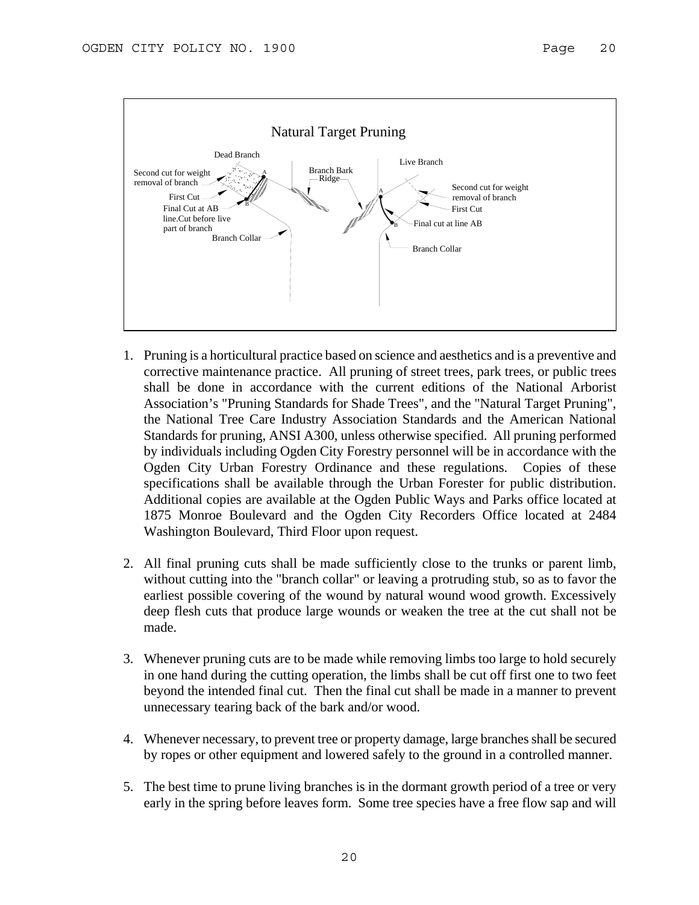Natural Target Pruning

Dead Branch

Second cut for weight removal of branch

First Cut

Final Cut at AB line.Cut before live part of branch

Branch Collar

Branch Bark Ridge

Live Branch

Second cut for weight removal of branch

First Cut

Final cut at line AB

Branch Collar

1. Pruning is a horticultural practice based on science and aesthetics and is a preventive and corrective maintenance practice. All pruning of street trees, park trees, or public trees shall be done in accordance with the current editions of the National Arborist Association's "Pruning Standards for Shade Trees", and the "Natural Target Pruning", the National Tree Care Industry Association Standards and the American National Standards for pruning, ANSI A300, unless otherwise specified. All pruning performed by individuals including Ogden City Forestry personnel will be in accordance with the Ogden City Urban Forestry Ordinance and these regulations. Copies of these specifications shall be available through the Urban Forester for public distribution. Additional copies are available at the Ogden Public Ways and Parks office located at 1875 Monroe Boulevard and the Ogden City Recorders Office located at 2484 Washington Boulevard, Third Floor upon request.

2. All final pruning cuts shall be made sufficiently close to the trunks or parent limb, without cutting into the "branch collar" or leaving a protruding stub, so as to favor the earliest possible covering of the wound by natural wound wood growth. Excessively deep flesh cuts that produce large wounds or weaken the tree at the cut shall not be made.

3. Whenever pruning cuts are to be made while removing limbs too large to hold securely in one hand during the cutting operation, the limbs shall be cut off first one to two feet beyond the intended final cut. Then the final cut shall be made in a manner to prevent unnecessary tearing back of the bark and/or wood.

4. Whenever necessary, to prevent tree or property damage, large branches shall be secured by ropes or other equipment and lowered safely to the ground in a controlled manner.

5. The best time to prune living branches is in the dormant growth period of a tree or very early in the spring before leaves form. Some tree species have a free flow sap and will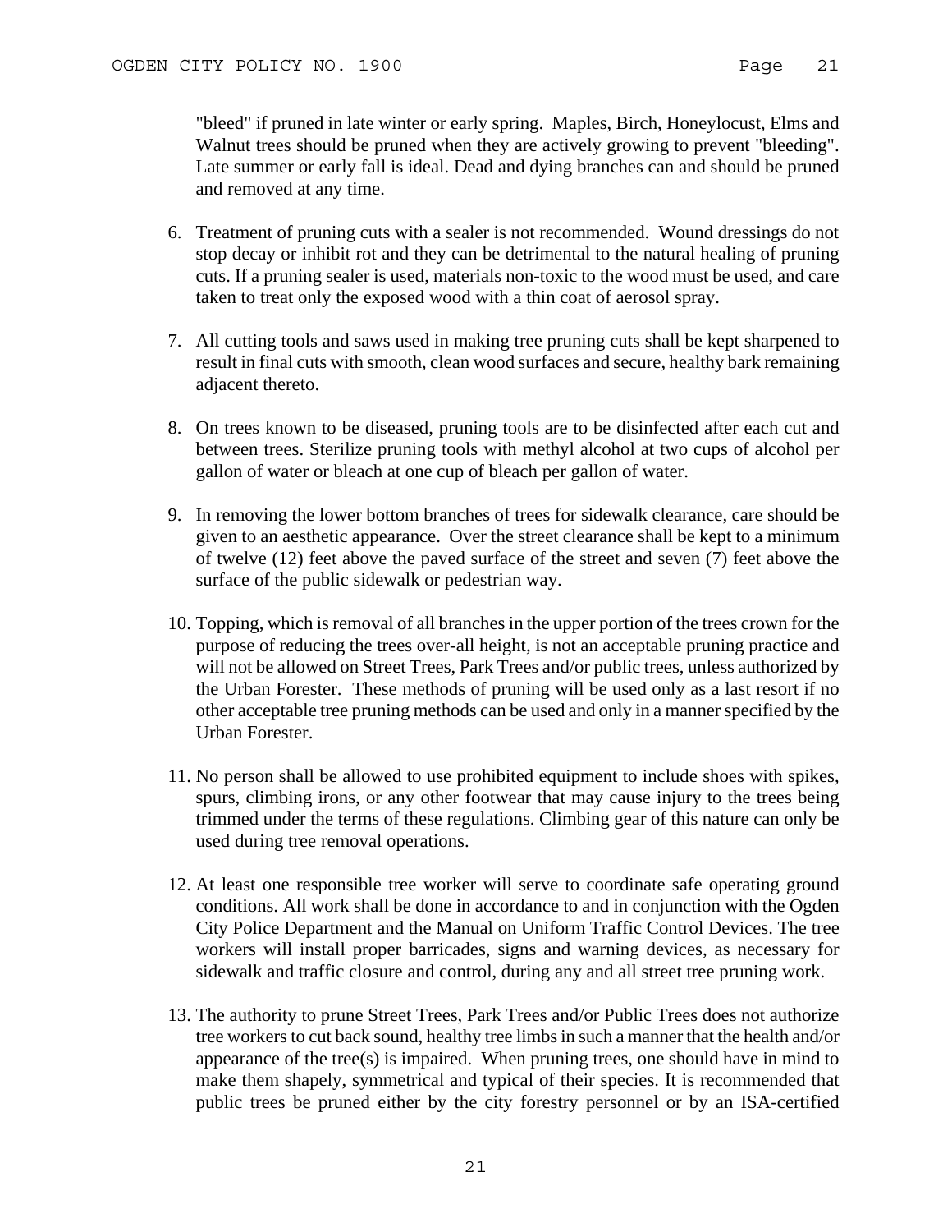"bleed" if pruned in late winter or early spring. Maples, Birch, Honeylocust, Elms and Walnut trees should be pruned when they are actively growing to prevent "bleeding". Late summer or early fall is ideal. Dead and dying branches can and should be pruned and removed at any time.

6. Treatment of pruning cuts with a sealer is not recommended. Wound dressings do not stop decay or inhibit rot and they can be detrimental to the natural healing of pruning cuts. If a pruning sealer is used, materials non-toxic to the wood must be used, and care taken to treat only the exposed wood with a thin coat of aerosol spray.

7. All cutting tools and saws used in making tree pruning cuts shall be kept sharpened to result in final cuts with smooth, clean wood surfaces and secure, healthy bark remaining adjacent thereto.

8. On trees known to be diseased, pruning tools are to be disinfected after each cut and between trees. Sterilize pruning tools with methyl alcohol at two cups of alcohol per gallon of water or bleach at one cup of bleach per gallon of water.

9. In removing the lower bottom branches of trees for sidewalk clearance, care should be given to an aesthetic appearance. Over the street clearance shall be kept to a minimum of twelve (12) feet above the paved surface of the street and seven (7) feet above the surface of the public sidewalk or pedestrian way.

10. Topping, which is removal of all branches in the upper portion of the trees crown for the purpose of reducing the trees over-all height, is not an acceptable pruning practice and will not be allowed on Street Trees, Park Trees and/or public trees, unless authorized by the Urban Forester. These methods of pruning will be used only as a last resort if no other acceptable tree pruning methods can be used and only in a manner specified by the Urban Forester.

11. No person shall be allowed to use prohibited equipment to include shoes with spikes, spurs, climbing irons, or any other footwear that may cause injury to the trees being trimmed under the terms of these regulations. Climbing gear of this nature can only be used during tree removal operations.

12. At least one responsible tree worker will serve to coordinate safe operating ground conditions. All work shall be done in accordance to and in conjunction with the Ogden City Police Department and the Manual on Uniform Traffic Control Devices. The tree workers will install proper barricades, signs and warning devices, as necessary for sidewalk and traffic closure and control, during any and all street tree pruning work.

13. The authority to prune Street Trees, Park Trees and/or Public Trees does not authorize tree workers to cut back sound, healthy tree limbs in such a manner that the health and/or appearance of the tree(s) is impaired. When pruning trees, one should have in mind to make them shapely, symmetrical and typical of their species. It is recommended that public trees be pruned either by the city forestry personnel or by an ISA-certified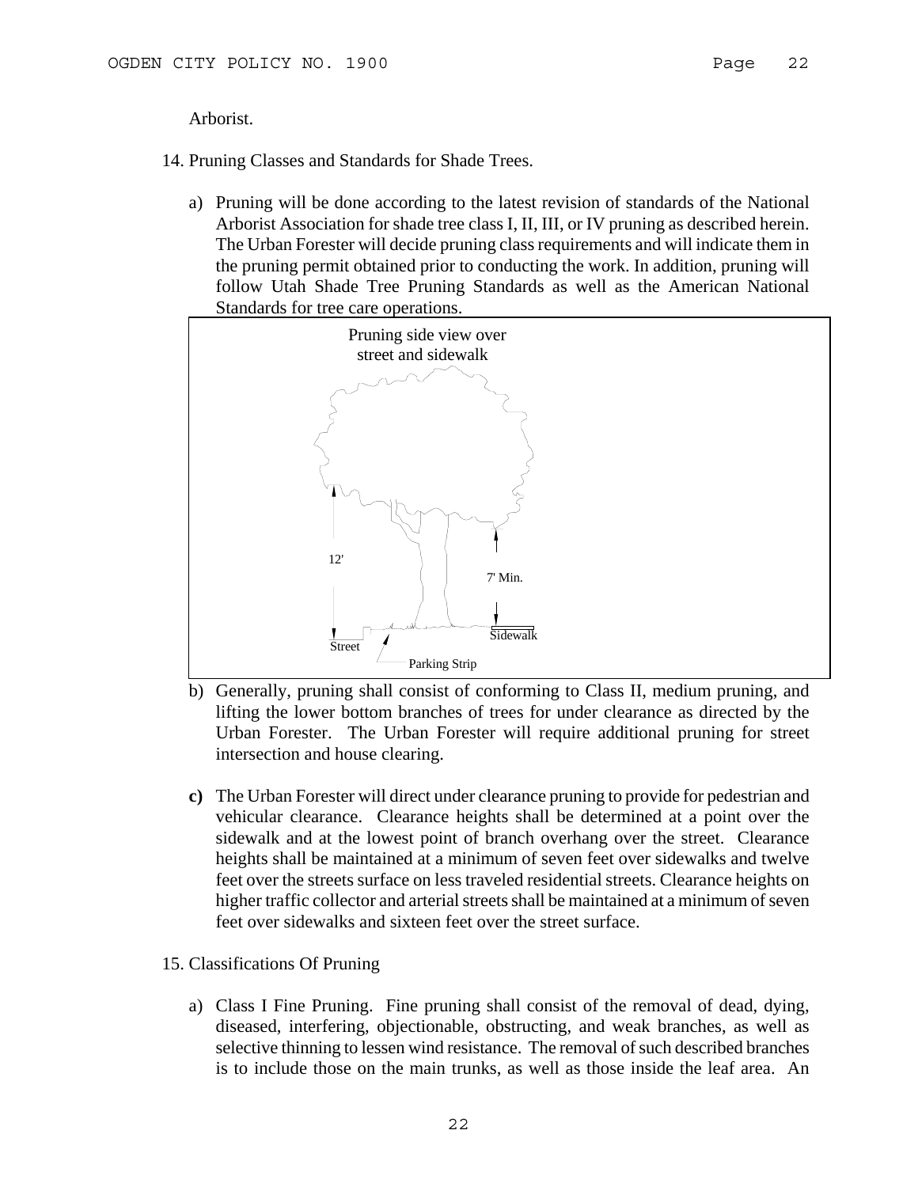Arborist.

14. Pruning Classes and Standards for Shade Trees.

    a) Pruning will be done according to the latest revision of standards of the National Arborist Association for shade tree class I, II, III, or IV pruning as described herein. The Urban Forester will decide pruning class requirements and will indicate them in the pruning permit obtained prior to conducting the work. In addition, pruning will follow Utah Shade Tree Pruning Standards as well as the American National Standards for tree care operations.

    Pruning side view over street and sidewalk

    12'

    7' Min.

    Street

    Parking Strip

    Sidewalk

    b) Generally, pruning shall consist of conforming to Class II, medium pruning, and lifting the lower bottom branches of trees for under clearance as directed by the Urban Forester. The Urban Forester will require additional pruning for street intersection and house clearing.

    **c)** The Urban Forester will direct under clearance pruning to provide for pedestrian and vehicular clearance. Clearance heights shall be determined at a point over the sidewalk and at the lowest point of branch overhang over the street. Clearance heights shall be maintained at a minimum of seven feet over sidewalks and twelve feet over the streets surface on less traveled residential streets. Clearance heights on higher traffic collector and arterial streets shall be maintained at a minimum of seven feet over sidewalks and sixteen feet over the street surface.

15. Classifications Of Pruning

    a) Class I Fine Pruning. Fine pruning shall consist of the removal of dead, dying, diseased, interfering, objectionable, obstructing, and weak branches, as well as selective thinning to lessen wind resistance. The removal of such described branches is to include those on the main trunks, as well as those inside the leaf area. An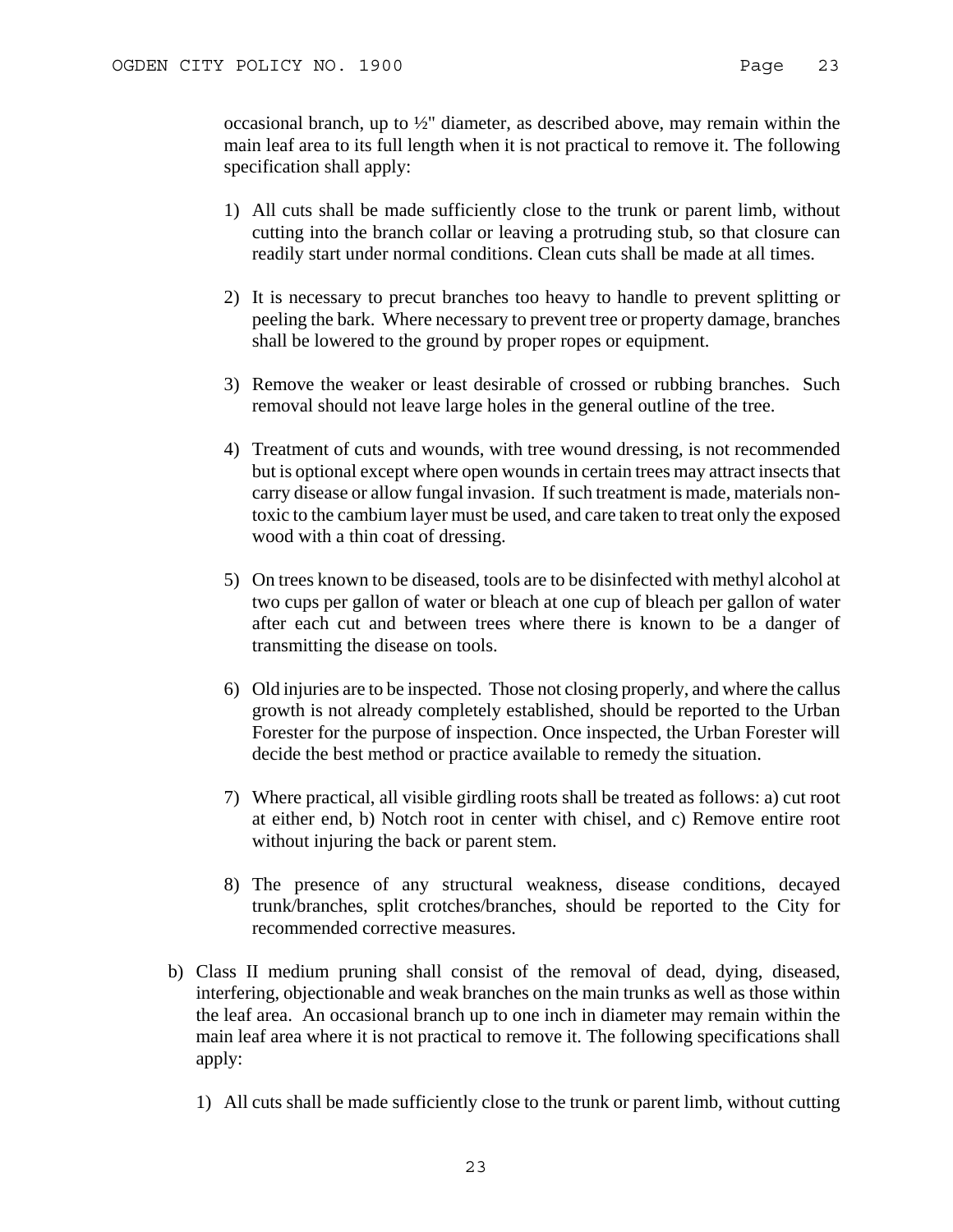occasional branch, up to ½" diameter, as described above, may remain within the main leaf area to its full length when it is not practical to remove it. The following specification shall apply:

1) All cuts shall be made sufficiently close to the trunk or parent limb, without cutting into the branch collar or leaving a protruding stub, so that closure can readily start under normal conditions. Clean cuts shall be made at all times.

2) It is necessary to precut branches too heavy to handle to prevent splitting or peeling the bark. Where necessary to prevent tree or property damage, branches shall be lowered to the ground by proper ropes or equipment.

3) Remove the weaker or least desirable of crossed or rubbing branches. Such removal should not leave large holes in the general outline of the tree.

4) Treatment of cuts and wounds, with tree wound dressing, is not recommended but is optional except where open wounds in certain trees may attract insects that carry disease or allow fungal invasion. If such treatment is made, materials non-toxic to the cambium layer must be used, and care taken to treat only the exposed wood with a thin coat of dressing.

5) On trees known to be diseased, tools are to be disinfected with methyl alcohol at two cups per gallon of water or bleach at one cup of bleach per gallon of water after each cut and between trees where there is known to be a danger of transmitting the disease on tools.

6) Old injuries are to be inspected. Those not closing properly, and where the callus growth is not already completely established, should be reported to the Urban Forester for the purpose of inspection. Once inspected, the Urban Forester will decide the best method or practice available to remedy the situation.

7) Where practical, all visible girdling roots shall be treated as follows: a) cut root at either end, b) Notch root in center with chisel, and c) Remove entire root without injuring the back or parent stem.

8) The presence of any structural weakness, disease conditions, decayed trunk/branches, split crotches/branches, should be reported to the City for recommended corrective measures.

b) Class II medium pruning shall consist of the removal of dead, dying, diseased, interfering, objectionable and weak branches on the main trunks as well as those within the leaf area. An occasional branch up to one inch in diameter may remain within the main leaf area where it is not practical to remove it. The following specifications shall apply:

1) All cuts shall be made sufficiently close to the trunk or parent limb, without cutting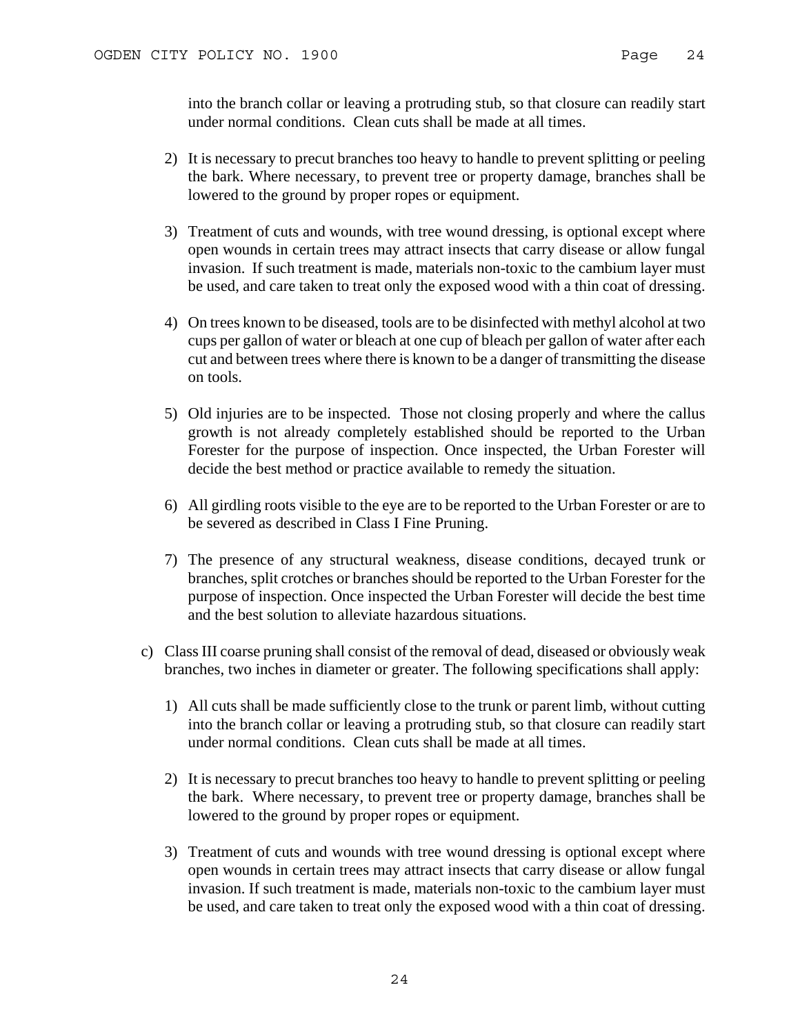into the branch collar or leaving a protruding stub, so that closure can readily start under normal conditions. Clean cuts shall be made at all times.

2) It is necessary to precut branches too heavy to handle to prevent splitting or peeling the bark. Where necessary, to prevent tree or property damage, branches shall be lowered to the ground by proper ropes or equipment.

3) Treatment of cuts and wounds, with tree wound dressing, is optional except where open wounds in certain trees may attract insects that carry disease or allow fungal invasion. If such treatment is made, materials non-toxic to the cambium layer must be used, and care taken to treat only the exposed wood with a thin coat of dressing.

4) On trees known to be diseased, tools are to be disinfected with methyl alcohol at two cups per gallon of water or bleach at one cup of bleach per gallon of water after each cut and between trees where there is known to be a danger of transmitting the disease on tools.

5) Old injuries are to be inspected. Those not closing properly and where the callus growth is not already completely established should be reported to the Urban Forester for the purpose of inspection. Once inspected, the Urban Forester will decide the best method or practice available to remedy the situation.

6) All girdling roots visible to the eye are to be reported to the Urban Forester or are to be severed as described in Class I Fine Pruning.

7) The presence of any structural weakness, disease conditions, decayed trunk or branches, split crotches or branches should be reported to the Urban Forester for the purpose of inspection. Once inspected the Urban Forester will decide the best time and the best solution to alleviate hazardous situations.

c) Class III coarse pruning shall consist of the removal of dead, diseased or obviously weak branches, two inches in diameter or greater. The following specifications shall apply:

1) All cuts shall be made sufficiently close to the trunk or parent limb, without cutting into the branch collar or leaving a protruding stub, so that closure can readily start under normal conditions. Clean cuts shall be made at all times.

2) It is necessary to precut branches too heavy to handle to prevent splitting or peeling the bark. Where necessary, to prevent tree or property damage, branches shall be lowered to the ground by proper ropes or equipment.

3) Treatment of cuts and wounds with tree wound dressing is optional except where open wounds in certain trees may attract insects that carry disease or allow fungal invasion. If such treatment is made, materials non-toxic to the cambium layer must be used, and care taken to treat only the exposed wood with a thin coat of dressing.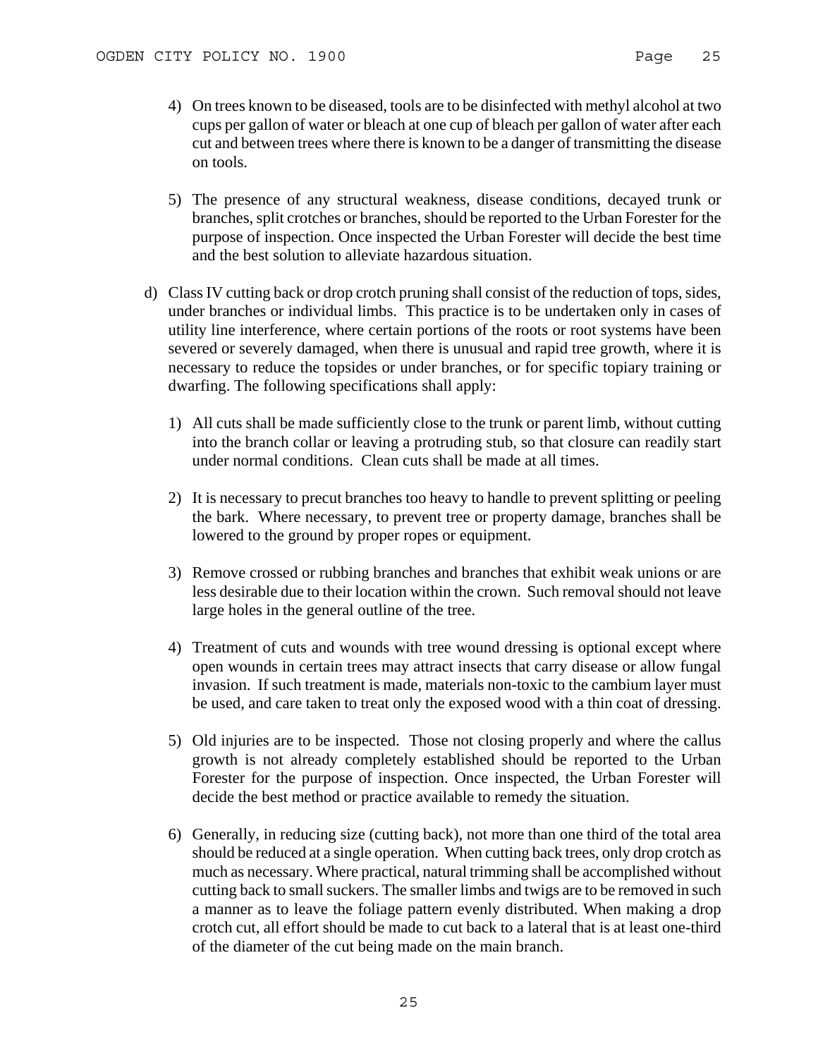4) On trees known to be diseased, tools are to be disinfected with methyl alcohol at two cups per gallon of water or bleach at one cup of bleach per gallon of water after each cut and between trees where there is known to be a danger of transmitting the disease on tools.

5) The presence of any structural weakness, disease conditions, decayed trunk or branches, split crotches or branches, should be reported to the Urban Forester for the purpose of inspection. Once inspected the Urban Forester will decide the best time and the best solution to alleviate hazardous situation.

d) Class IV cutting back or drop crotch pruning shall consist of the reduction of tops, sides, under branches or individual limbs. This practice is to be undertaken only in cases of utility line interference, where certain portions of the roots or root systems have been severed or severely damaged, when there is unusual and rapid tree growth, where it is necessary to reduce the topsides or under branches, or for specific topiary training or dwarfing. The following specifications shall apply:

1) All cuts shall be made sufficiently close to the trunk or parent limb, without cutting into the branch collar or leaving a protruding stub, so that closure can readily start under normal conditions. Clean cuts shall be made at all times.

2) It is necessary to precut branches too heavy to handle to prevent splitting or peeling the bark. Where necessary, to prevent tree or property damage, branches shall be lowered to the ground by proper ropes or equipment.

3) Remove crossed or rubbing branches and branches that exhibit weak unions or are less desirable due to their location within the crown. Such removal should not leave large holes in the general outline of the tree.

4) Treatment of cuts and wounds with tree wound dressing is optional except where open wounds in certain trees may attract insects that carry disease or allow fungal invasion. If such treatment is made, materials non-toxic to the cambium layer must be used, and care taken to treat only the exposed wood with a thin coat of dressing.

5) Old injuries are to be inspected. Those not closing properly and where the callus growth is not already completely established should be reported to the Urban Forester for the purpose of inspection. Once inspected, the Urban Forester will decide the best method or practice available to remedy the situation.

6) Generally, in reducing size (cutting back), not more than one third of the total area should be reduced at a single operation. When cutting back trees, only drop crotch as much as necessary. Where practical, natural trimming shall be accomplished without cutting back to small suckers. The smaller limbs and twigs are to be removed in such a manner as to leave the foliage pattern evenly distributed. When making a drop crotch cut, all effort should be made to cut back to a lateral that is at least one-third of the diameter of the cut being made on the main branch.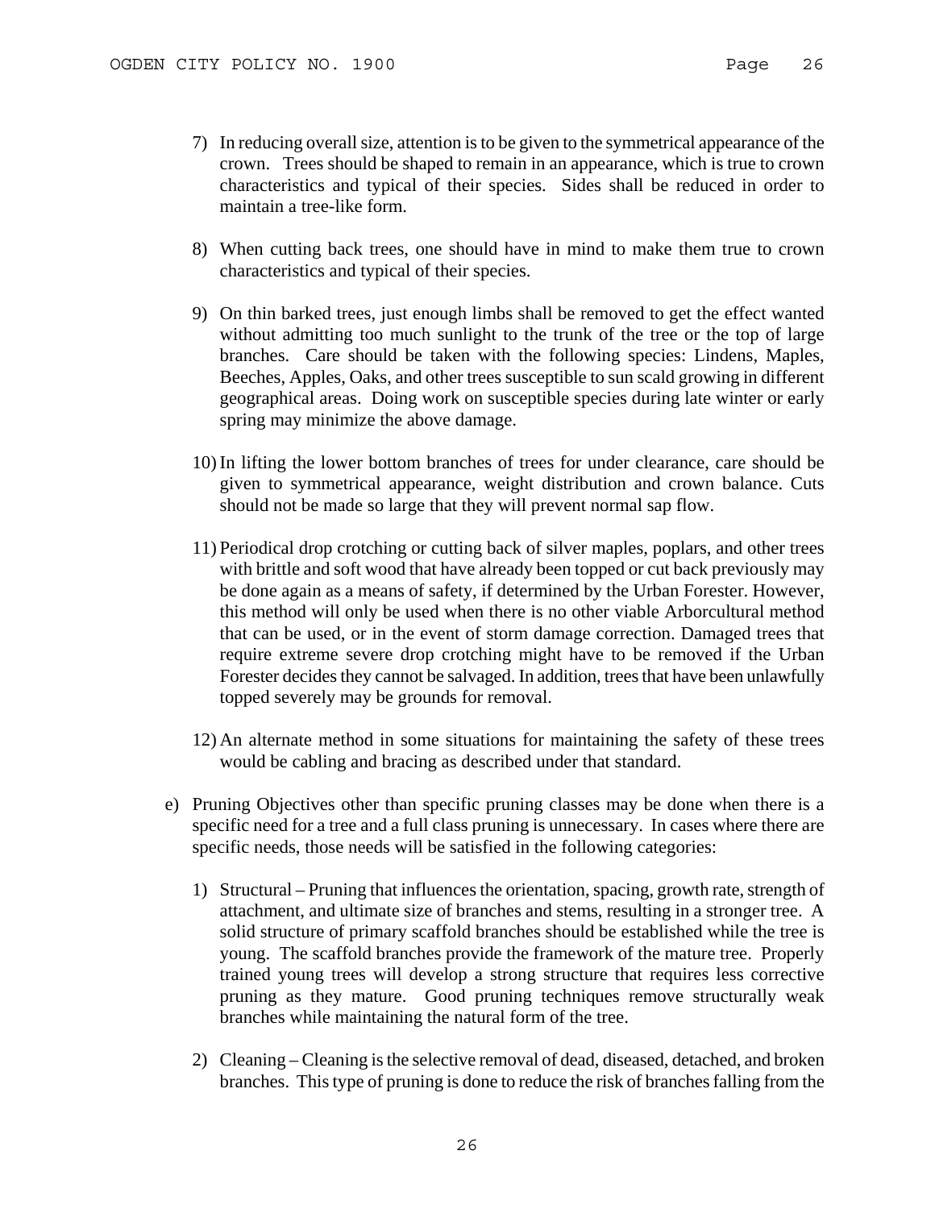7) In reducing overall size, attention is to be given to the symmetrical appearance of the crown. Trees should be shaped to remain in an appearance, which is true to crown characteristics and typical of their species. Sides shall be reduced in order to maintain a tree-like form.

8) When cutting back trees, one should have in mind to make them true to crown characteristics and typical of their species.

9) On thin barked trees, just enough limbs shall be removed to get the effect wanted without admitting too much sunlight to the trunk of the tree or the top of large branches. Care should be taken with the following species: Lindens, Maples, Beeches, Apples, Oaks, and other trees susceptible to sun scald growing in different geographical areas. Doing work on susceptible species during late winter or early spring may minimize the above damage.

10) In lifting the lower bottom branches of trees for under clearance, care should be given to symmetrical appearance, weight distribution and crown balance. Cuts should not be made so large that they will prevent normal sap flow.

11) Periodical drop crotching or cutting back of silver maples, poplars, and other trees with brittle and soft wood that have already been topped or cut back previously may be done again as a means of safety, if determined by the Urban Forester. However, this method will only be used when there is no other viable Arborcultural method that can be used, or in the event of storm damage correction. Damaged trees that require extreme severe drop crotching might have to be removed if the Urban Forester decides they cannot be salvaged. In addition, trees that have been unlawfully topped severely may be grounds for removal.

12) An alternate method in some situations for maintaining the safety of these trees would be cabling and bracing as described under that standard.

e) Pruning Objectives other than specific pruning classes may be done when there is a specific need for a tree and a full class pruning is unnecessary. In cases where there are specific needs, those needs will be satisfied in the following categories:

1) Structural – Pruning that influences the orientation, spacing, growth rate, strength of attachment, and ultimate size of branches and stems, resulting in a stronger tree. A solid structure of primary scaffold branches should be established while the tree is young. The scaffold branches provide the framework of the mature tree. Properly trained young trees will develop a strong structure that requires less corrective pruning as they mature. Good pruning techniques remove structurally weak branches while maintaining the natural form of the tree.

2) Cleaning – Cleaning is the selective removal of dead, diseased, detached, and broken branches. This type of pruning is done to reduce the risk of branches falling from the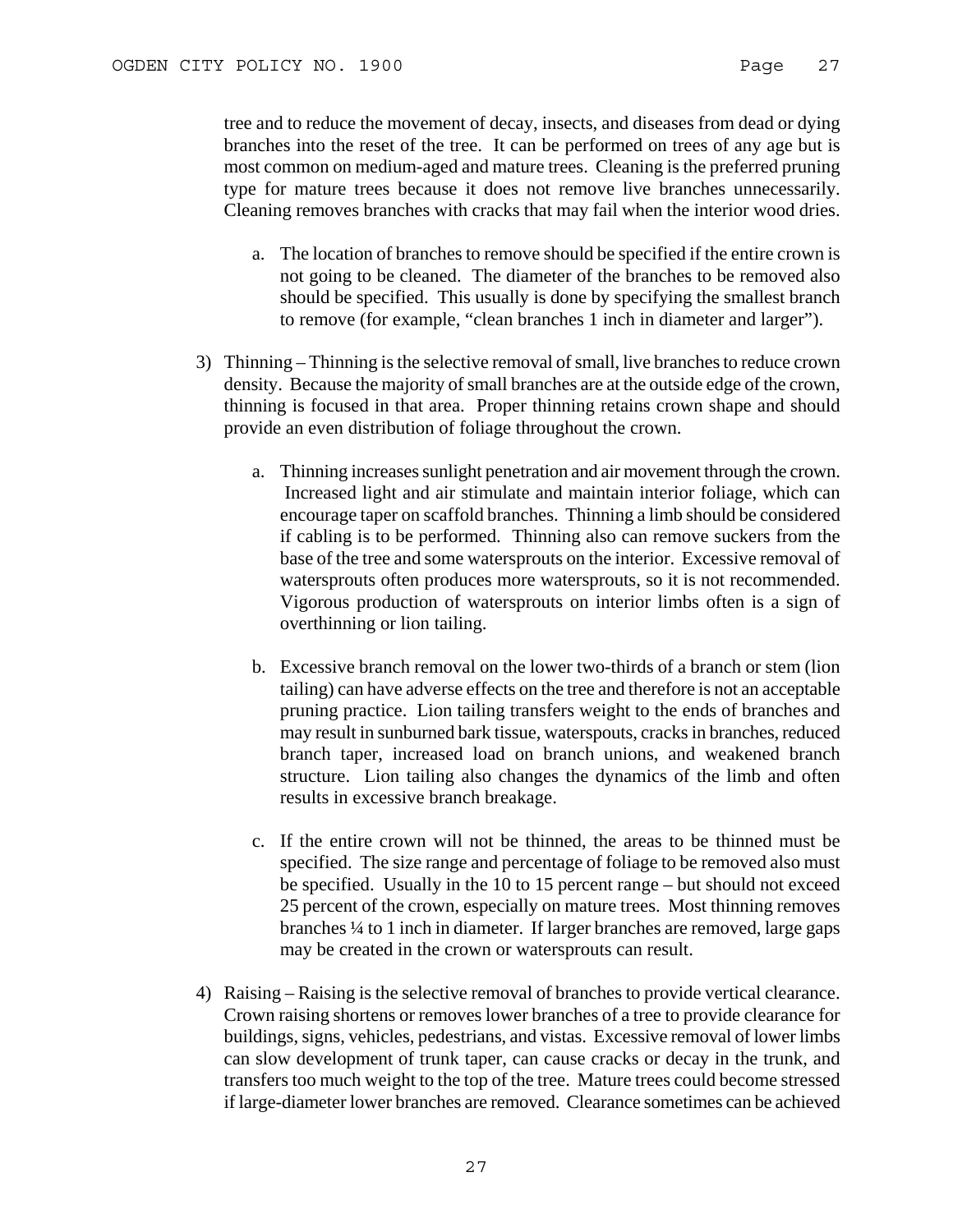tree and to reduce the movement of decay, insects, and diseases from dead or dying branches into the reset of the tree. It can be performed on trees of any age but is most common on medium-aged and mature trees. Cleaning is the preferred pruning type for mature trees because it does not remove live branches unnecessarily. Cleaning removes branches with cracks that may fail when the interior wood dries.

   a. The location of branches to remove should be specified if the entire crown is not going to be cleaned. The diameter of the branches to be removed also should be specified. This usually is done by specifying the smallest branch to remove (for example, “clean branches 1 inch in diameter and larger”).

3) Thinning – Thinning is the selective removal of small, live branches to reduce crown density. Because the majority of small branches are at the outside edge of the crown, thinning is focused in that area. Proper thinning retains crown shape and should provide an even distribution of foliage throughout the crown.

   a. Thinning increases sunlight penetration and air movement through the crown. Increased light and air stimulate and maintain interior foliage, which can encourage taper on scaffold branches. Thinning a limb should be considered if cabling is to be performed. Thinning also can remove suckers from the base of the tree and some watersprouts on the interior. Excessive removal of watersprouts often produces more watersprouts, so it is not recommended. Vigorous production of watersprouts on interior limbs often is a sign of overthinning or lion tailing.

   b. Excessive branch removal on the lower two-thirds of a branch or stem (lion tailing) can have adverse effects on the tree and therefore is not an acceptable pruning practice. Lion tailing transfers weight to the ends of branches and may result in sunburned bark tissue, waterspouts, cracks in branches, reduced branch taper, increased load on branch unions, and weakened branch structure. Lion tailing also changes the dynamics of the limb and often results in excessive branch breakage.

   c. If the entire crown will not be thinned, the areas to be thinned must be specified. The size range and percentage of foliage to be removed also must be specified. Usually in the 10 to 15 percent range – but should not exceed 25 percent of the crown, especially on mature trees. Most thinning removes branches ¼ to 1 inch in diameter. If larger branches are removed, large gaps may be created in the crown or watersprouts can result.

4) Raising – Raising is the selective removal of branches to provide vertical clearance. Crown raising shortens or removes lower branches of a tree to provide clearance for buildings, signs, vehicles, pedestrians, and vistas. Excessive removal of lower limbs can slow development of trunk taper, can cause cracks or decay in the trunk, and transfers too much weight to the top of the tree. Mature trees could become stressed if large-diameter lower branches are removed. Clearance sometimes can be achieved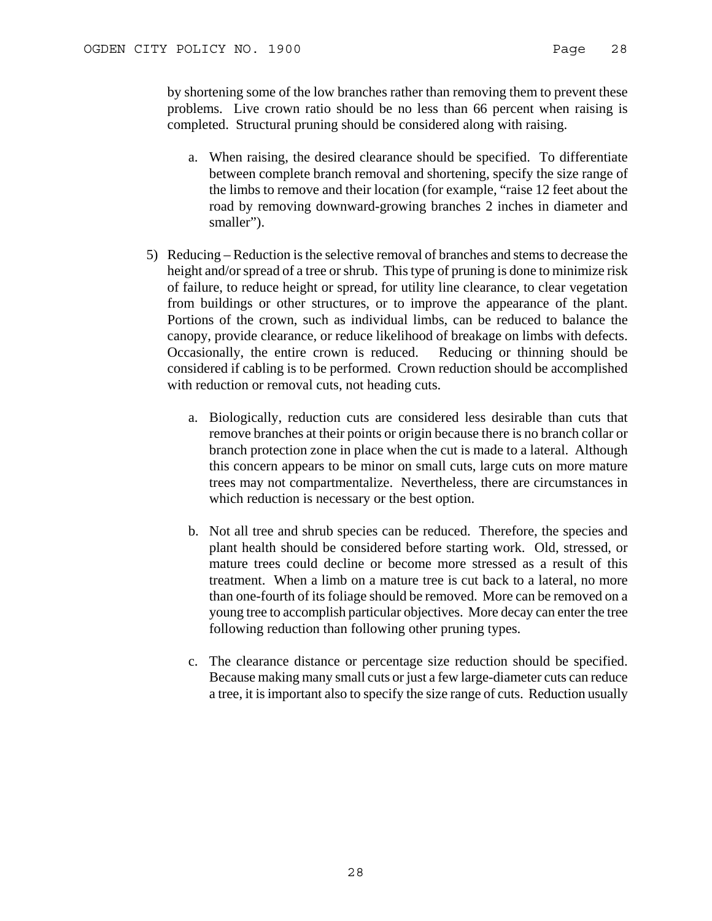by shortening some of the low branches rather than removing them to prevent these problems. Live crown ratio should be no less than 66 percent when raising is completed. Structural pruning should be considered along with raising.

   a. When raising, the desired clearance should be specified. To differentiate between complete branch removal and shortening, specify the size range of the limbs to remove and their location (for example, "raise 12 feet about the road by removing downward-growing branches 2 inches in diameter and smaller").

5) Reducing – Reduction is the selective removal of branches and stems to decrease the height and/or spread of a tree or shrub. This type of pruning is done to minimize risk of failure, to reduce height or spread, for utility line clearance, to clear vegetation from buildings or other structures, or to improve the appearance of the plant. Portions of the crown, such as individual limbs, can be reduced to balance the canopy, provide clearance, or reduce likelihood of breakage on limbs with defects. Occasionally, the entire crown is reduced. Reducing or thinning should be considered if cabling is to be performed. Crown reduction should be accomplished with reduction or removal cuts, not heading cuts.

   a. Biologically, reduction cuts are considered less desirable than cuts that remove branches at their points or origin because there is no branch collar or branch protection zone in place when the cut is made to a lateral. Although this concern appears to be minor on small cuts, large cuts on more mature trees may not compartmentalize. Nevertheless, there are circumstances in which reduction is necessary or the best option.

   b. Not all tree and shrub species can be reduced. Therefore, the species and plant health should be considered before starting work. Old, stressed, or mature trees could decline or become more stressed as a result of this treatment. When a limb on a mature tree is cut back to a lateral, no more than one-fourth of its foliage should be removed. More can be removed on a young tree to accomplish particular objectives. More decay can enter the tree following reduction than following other pruning types.

   c. The clearance distance or percentage size reduction should be specified. Because making many small cuts or just a few large-diameter cuts can reduce a tree, it is important also to specify the size range of cuts. Reduction usually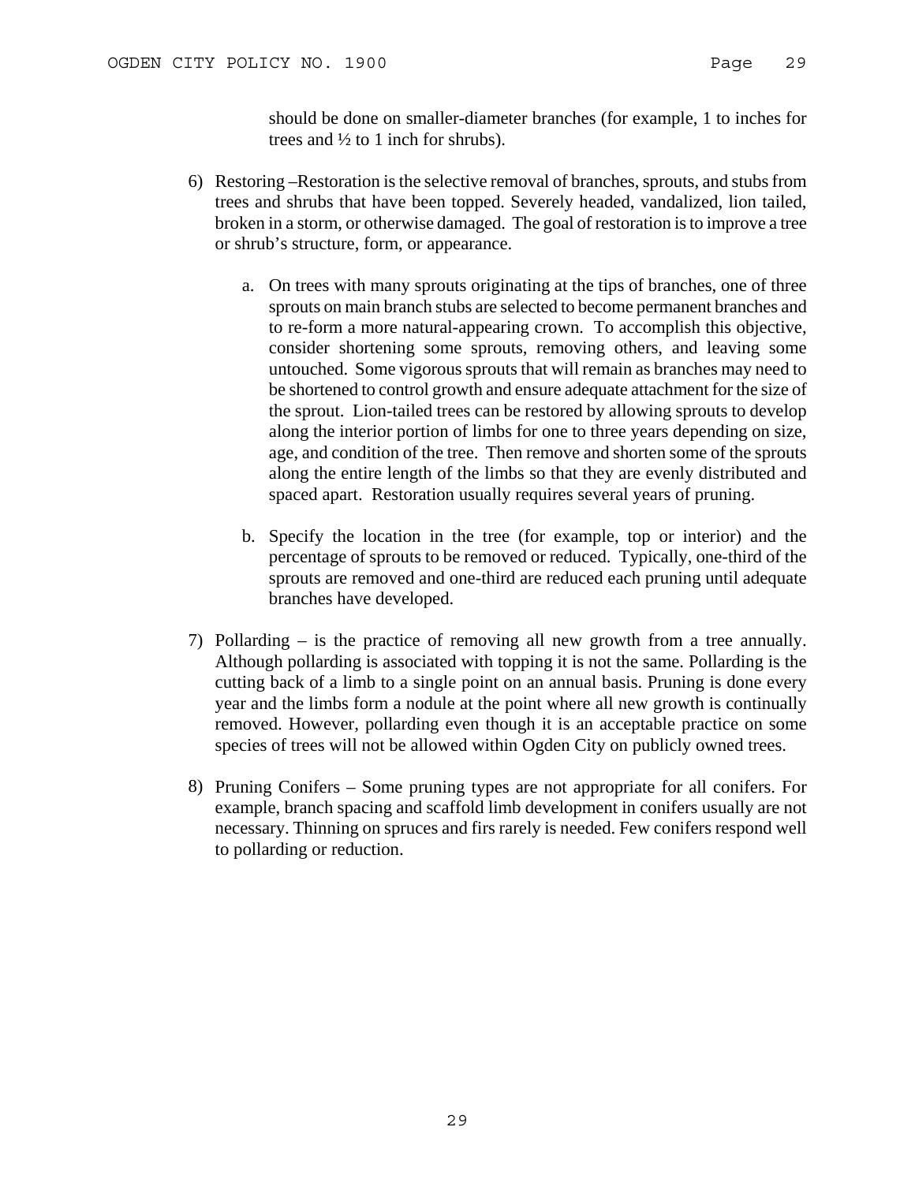should be done on smaller-diameter branches (for example, 1 to inches for trees and ½ to 1 inch for shrubs).

6) Restoring –Restoration is the selective removal of branches, sprouts, and stubs from trees and shrubs that have been topped. Severely headed, vandalized, lion tailed, broken in a storm, or otherwise damaged. The goal of restoration is to improve a tree or shrub's structure, form, or appearance.

   a. On trees with many sprouts originating at the tips of branches, one of three sprouts on main branch stubs are selected to become permanent branches and to re-form a more natural-appearing crown. To accomplish this objective, consider shortening some sprouts, removing others, and leaving some untouched. Some vigorous sprouts that will remain as branches may need to be shortened to control growth and ensure adequate attachment for the size of the sprout. Lion-tailed trees can be restored by allowing sprouts to develop along the interior portion of limbs for one to three years depending on size, age, and condition of the tree. Then remove and shorten some of the sprouts along the entire length of the limbs so that they are evenly distributed and spaced apart. Restoration usually requires several years of pruning.

   b. Specify the location in the tree (for example, top or interior) and the percentage of sprouts to be removed or reduced. Typically, one-third of the sprouts are removed and one-third are reduced each pruning until adequate branches have developed.

7) Pollarding – is the practice of removing all new growth from a tree annually. Although pollarding is associated with topping it is not the same. Pollarding is the cutting back of a limb to a single point on an annual basis. Pruning is done every year and the limbs form a nodule at the point where all new growth is continually removed. However, pollarding even though it is an acceptable practice on some species of trees will not be allowed within Ogden City on publicly owned trees.

8) Pruning Conifers – Some pruning types are not appropriate for all conifers. For example, branch spacing and scaffold limb development in conifers usually are not necessary. Thinning on spruces and firs rarely is needed. Few conifers respond well to pollarding or reduction.